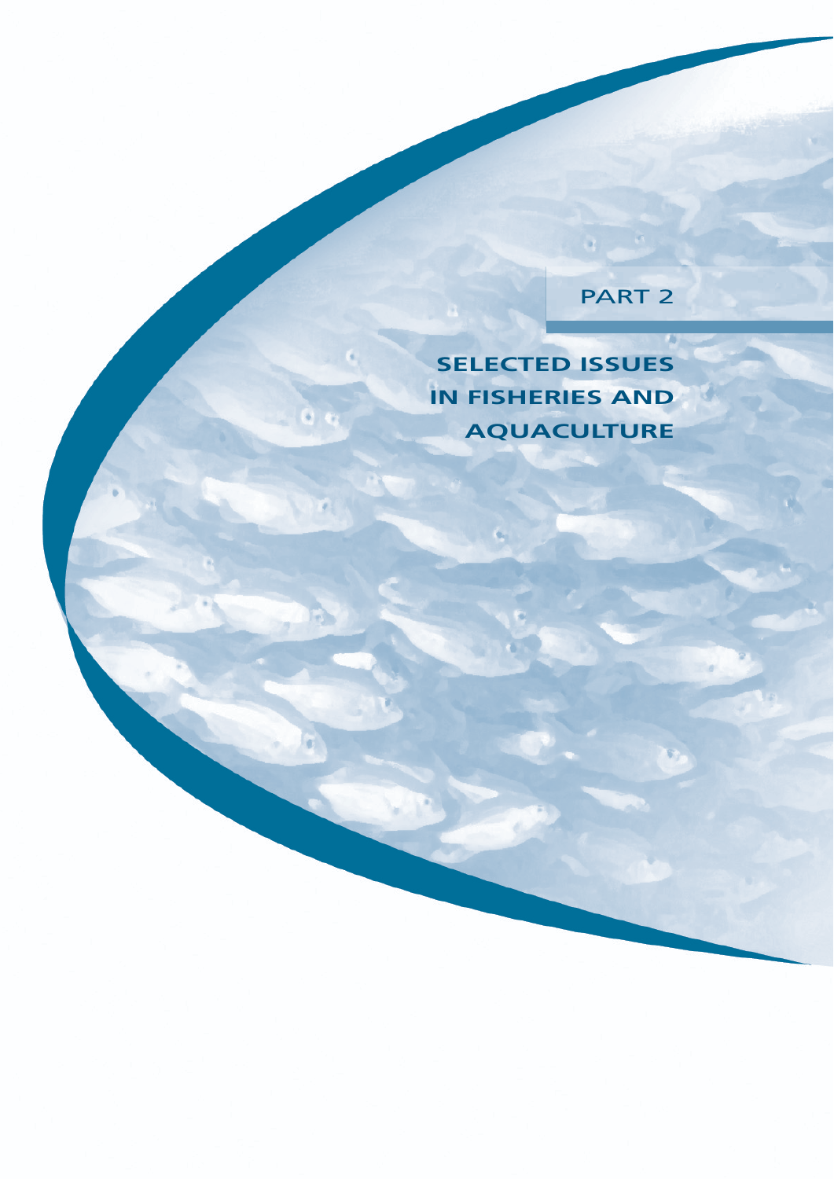PART 2

# SELECTED ISSUES IN FISHERIES AND AQUACULTURE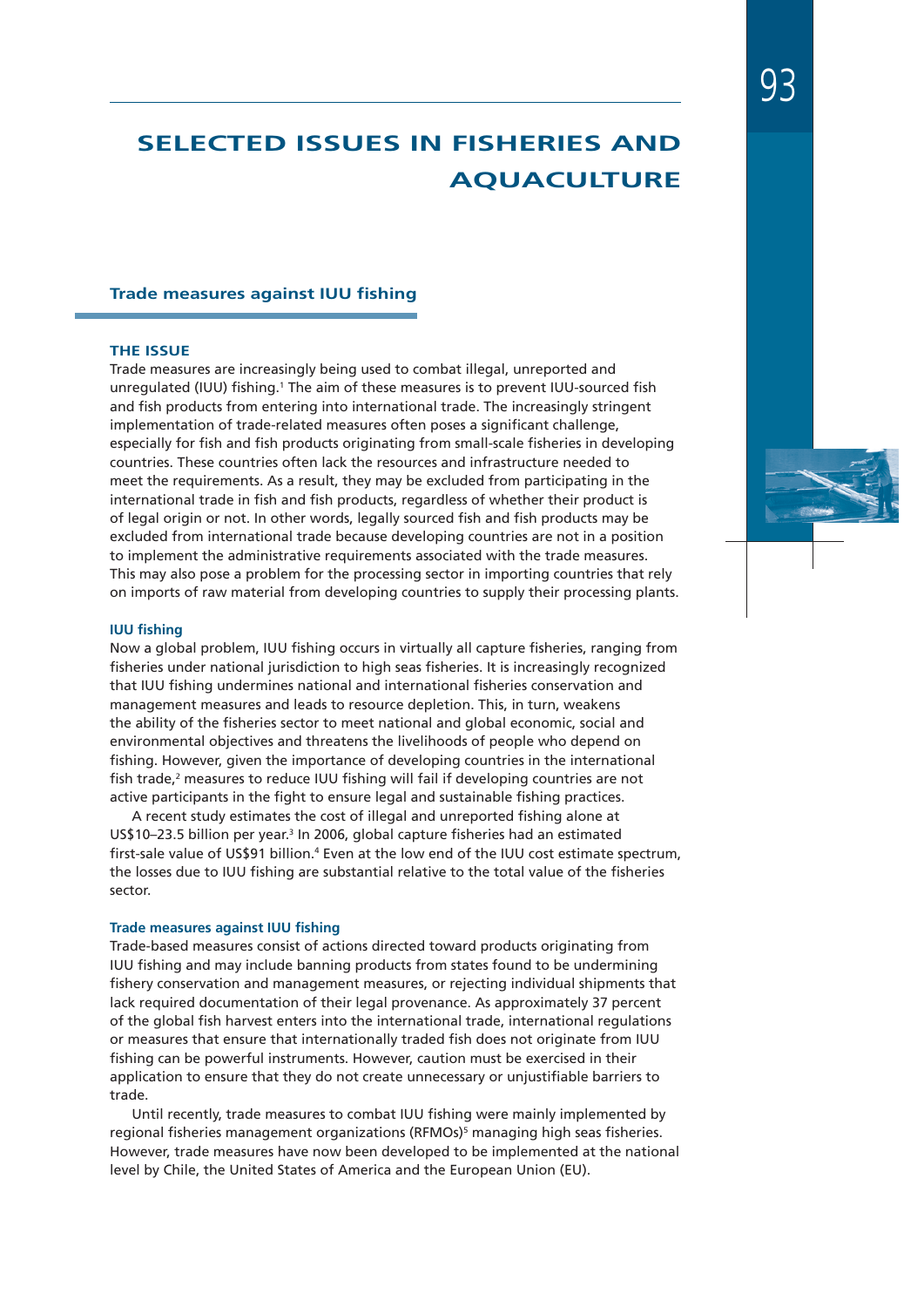# SELECTED ISSUES IN FISHERIES AND AQUACULTURE

## Trade measures against IUU fishing

### THE ISSUE

Trade measures are increasingly being used to combat illegal, unreported and unregulated (IUU) fishing.[1] The aim of these measures is to prevent IUU-sourced fish and fish products from entering into international trade. The increasingly stringent implementation of trade-related measures often poses a significant challenge, especially for fish and fish products originating from small-scale fisheries in developing countries. These countries often lack the resources and infrastructure needed to meet the requirements. As a result, they may be excluded from participating in the international trade in fish and fish products, regardless of whether their product is of legal origin or not. In other words, legally sourced fish and fish products may be excluded from international trade because developing countries are not in a position to implement the administrative requirements associated with the trade measures. This may also pose a problem for the processing sector in importing countries that rely on imports of raw material from developing countries to supply their processing plants.

#### IUU fishing

Now a global problem, IUU fishing occurs in virtually all capture fisheries, ranging from fisheries under national jurisdiction to high seas fisheries. It is increasingly recognized that IUU fishing undermines national and international fisheries conservation and management measures and leads to resource depletion. This, in turn, weakens the ability of the fisheries sector to meet national and global economic, social and environmental objectives and threatens the livelihoods of people who depend on fishing. However, given the importance of developing countries in the international fish trade,[2] measures to reduce IUU fishing will fail if developing countries are not active participants in the fight to ensure legal and sustainable fishing practices.

A recent study estimates the cost of illegal and unreported fishing alone at US$10–23.5 billion per year.[3] In 2006, global capture fisheries had an estimated first-sale value of US$91 billion.[4] Even at the low end of the IUU cost estimate spectrum, the losses due to IUU fishing are substantial relative to the total value of the fisheries sector.

#### Trade measures against IUU fishing

Trade-based measures consist of actions directed toward products originating from IUU fishing and may include banning products from states found to be undermining fishery conservation and management measures, or rejecting individual shipments that lack required documentation of their legal provenance. As approximately 37 percent of the global fish harvest enters into the international trade, international regulations or measures that ensure that internationally traded fish does not originate from IUU fishing can be powerful instruments. However, caution must be exercised in their application to ensure that they do not create unnecessary or unjustifiable barriers to trade.

Until recently, trade measures to combat IUU fishing were mainly implemented by regional fisheries management organizations (RFMOs)[5] managing high seas fisheries. However, trade measures have now been developed to be implemented at the national level by Chile, the United States of America and the European Union (EU).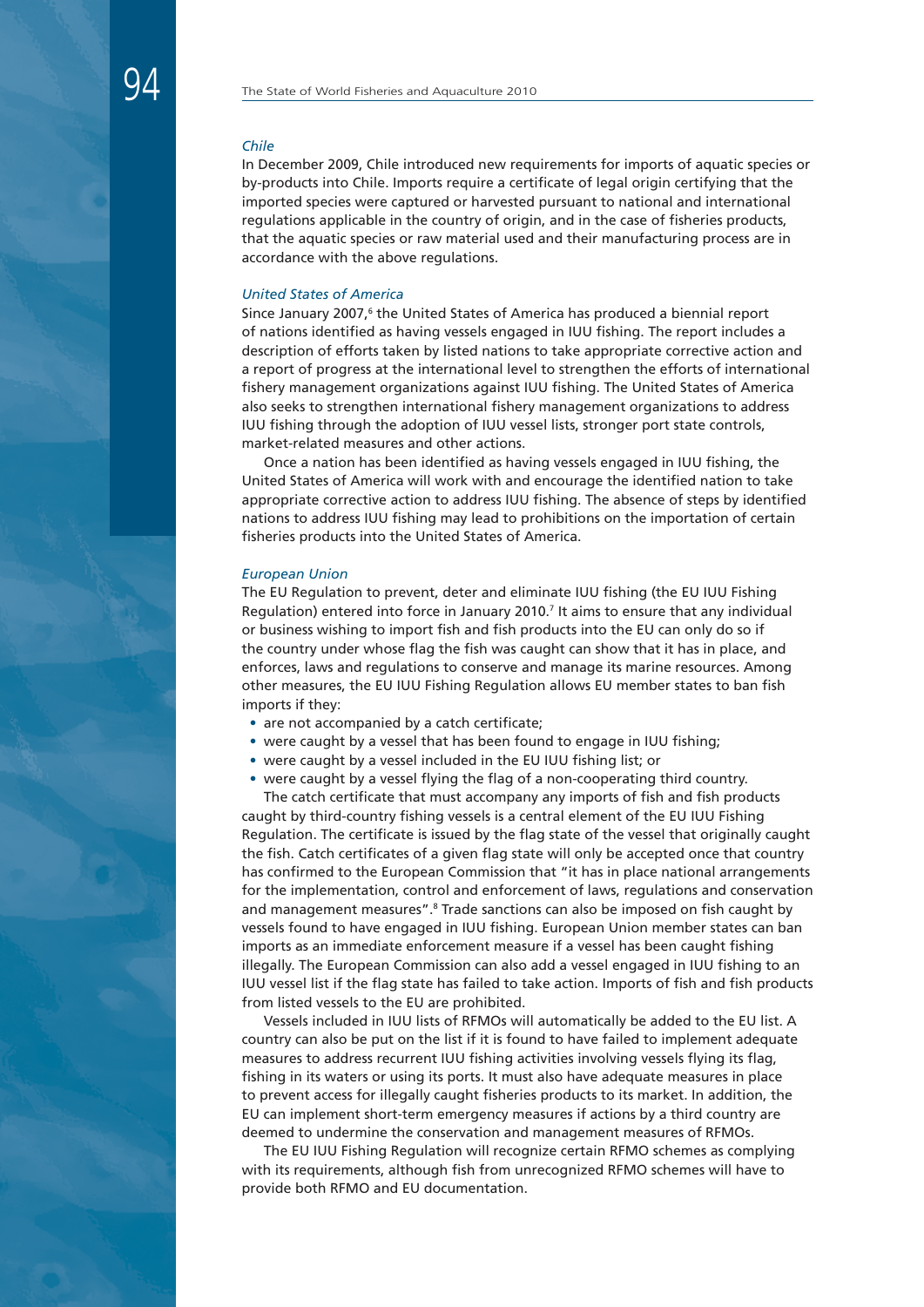*Chile*

In December 2009, Chile introduced new requirements for imports of aquatic species or by-products into Chile. Imports require a certificate of legal origin certifying that the imported species were captured or harvested pursuant to national and international regulations applicable in the country of origin, and in the case of fisheries products, that the aquatic species or raw material used and their manufacturing process are in accordance with the above regulations.

*United States of America*

Since January 2007,[6] the United States of America has produced a biennial report of nations identified as having vessels engaged in IUU fishing. The report includes a description of efforts taken by listed nations to take appropriate corrective action and a report of progress at the international level to strengthen the efforts of international fishery management organizations against IUU fishing. The United States of America also seeks to strengthen international fishery management organizations to address IUU fishing through the adoption of IUU vessel lists, stronger port state controls, market-related measures and other actions.

Once a nation has been identified as having vessels engaged in IUU fishing, the United States of America will work with and encourage the identified nation to take appropriate corrective action to address IUU fishing. The absence of steps by identified nations to address IUU fishing may lead to prohibitions on the importation of certain fisheries products into the United States of America.

*European Union*

The EU Regulation to prevent, deter and eliminate IUU fishing (the EU IUU Fishing Regulation) entered into force in January 2010.[7] It aims to ensure that any individual or business wishing to import fish and fish products into the EU can only do so if the country under whose flag the fish was caught can show that it has in place, and enforces, laws and regulations to conserve and manage its marine resources. Among other measures, the EU IUU Fishing Regulation allows EU member states to ban fish imports if they:

- are not accompanied by a catch certificate;
- were caught by a vessel that has been found to engage in IUU fishing;
- were caught by a vessel included in the EU IUU fishing list; or
- were caught by a vessel flying the flag of a non-cooperating third country.

The catch certificate that must accompany any imports of fish and fish products caught by third-country fishing vessels is a central element of the EU IUU Fishing Regulation. The certificate is issued by the flag state of the vessel that originally caught the fish. Catch certificates of a given flag state will only be accepted once that country has confirmed to the European Commission that "it has in place national arrangements for the implementation, control and enforcement of laws, regulations and conservation and management measures".[8] Trade sanctions can also be imposed on fish caught by vessels found to have engaged in IUU fishing. European Union member states can ban imports as an immediate enforcement measure if a vessel has been caught fishing illegally. The European Commission can also add a vessel engaged in IUU fishing to an IUU vessel list if the flag state has failed to take action. Imports of fish and fish products from listed vessels to the EU are prohibited.

Vessels included in IUU lists of RFMOs will automatically be added to the EU list. A country can also be put on the list if it is found to have failed to implement adequate measures to address recurrent IUU fishing activities involving vessels flying its flag, fishing in its waters or using its ports. It must also have adequate measures in place to prevent access for illegally caught fisheries products to its market. In addition, the EU can implement short-term emergency measures if actions by a third country are deemed to undermine the conservation and management measures of RFMOs.

The EU IUU Fishing Regulation will recognize certain RFMO schemes as complying with its requirements, although fish from unrecognized RFMO schemes will have to provide both RFMO and EU documentation.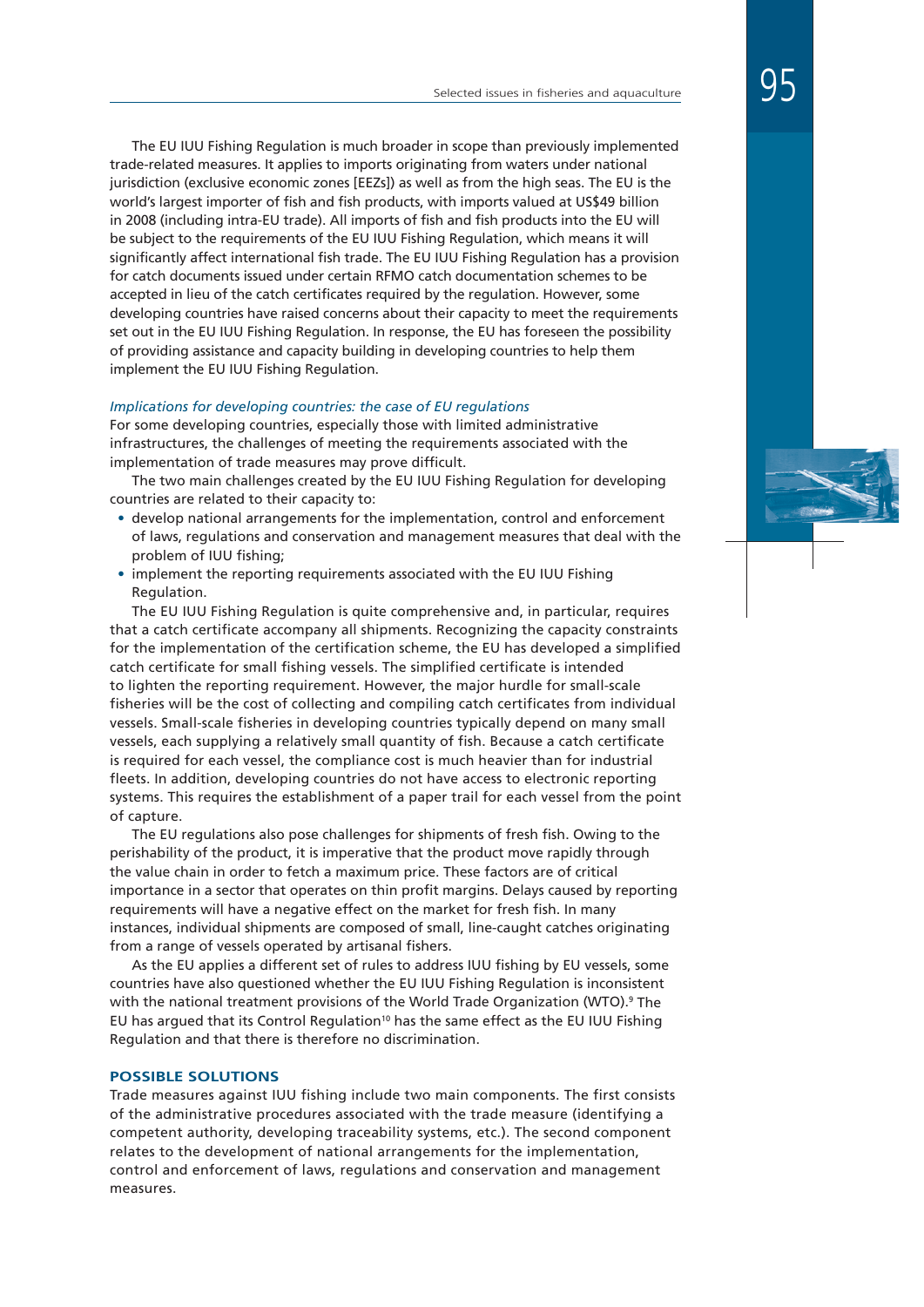The EU IUU Fishing Regulation is much broader in scope than previously implemented trade-related measures. It applies to imports originating from waters under national jurisdiction (exclusive economic zones [EEZs]) as well as from the high seas. The EU is the world's largest importer of fish and fish products, with imports valued at US$49 billion in 2008 (including intra-EU trade). All imports of fish and fish products into the EU will be subject to the requirements of the EU IUU Fishing Regulation, which means it will significantly affect international fish trade. The EU IUU Fishing Regulation has a provision for catch documents issued under certain RFMO catch documentation schemes to be accepted in lieu of the catch certificates required by the regulation. However, some developing countries have raised concerns about their capacity to meet the requirements set out in the EU IUU Fishing Regulation. In response, the EU has foreseen the possibility of providing assistance and capacity building in developing countries to help them implement the EU IUU Fishing Regulation.

*Implications for developing countries: the case of EU regulations*

For some developing countries, especially those with limited administrative infrastructures, the challenges of meeting the requirements associated with the implementation of trade measures may prove difficult.

The two main challenges created by the EU IUU Fishing Regulation for developing countries are related to their capacity to:

- develop national arrangements for the implementation, control and enforcement of laws, regulations and conservation and management measures that deal with the problem of IUU fishing;
- implement the reporting requirements associated with the EU IUU Fishing Regulation.

The EU IUU Fishing Regulation is quite comprehensive and, in particular, requires that a catch certificate accompany all shipments. Recognizing the capacity constraints for the implementation of the certification scheme, the EU has developed a simplified catch certificate for small fishing vessels. The simplified certificate is intended to lighten the reporting requirement. However, the major hurdle for small-scale fisheries will be the cost of collecting and compiling catch certificates from individual vessels. Small-scale fisheries in developing countries typically depend on many small vessels, each supplying a relatively small quantity of fish. Because a catch certificate is required for each vessel, the compliance cost is much heavier than for industrial fleets. In addition, developing countries do not have access to electronic reporting systems. This requires the establishment of a paper trail for each vessel from the point of capture.

The EU regulations also pose challenges for shipments of fresh fish. Owing to the perishability of the product, it is imperative that the product move rapidly through the value chain in order to fetch a maximum price. These factors are of critical importance in a sector that operates on thin profit margins. Delays caused by reporting requirements will have a negative effect on the market for fresh fish. In many instances, individual shipments are composed of small, line-caught catches originating from a range of vessels operated by artisanal fishers.

As the EU applies a different set of rules to address IUU fishing by EU vessels, some countries have also questioned whether the EU IUU Fishing Regulation is inconsistent with the national treatment provisions of the World Trade Organization (WTO).[9] The EU has argued that its Control Regulation[10] has the same effect as the EU IUU Fishing Regulation and that there is therefore no discrimination.

## POSSIBLE SOLUTIONS

Trade measures against IUU fishing include two main components. The first consists of the administrative procedures associated with the trade measure (identifying a competent authority, developing traceability systems, etc.). The second component relates to the development of national arrangements for the implementation, control and enforcement of laws, regulations and conservation and management measures.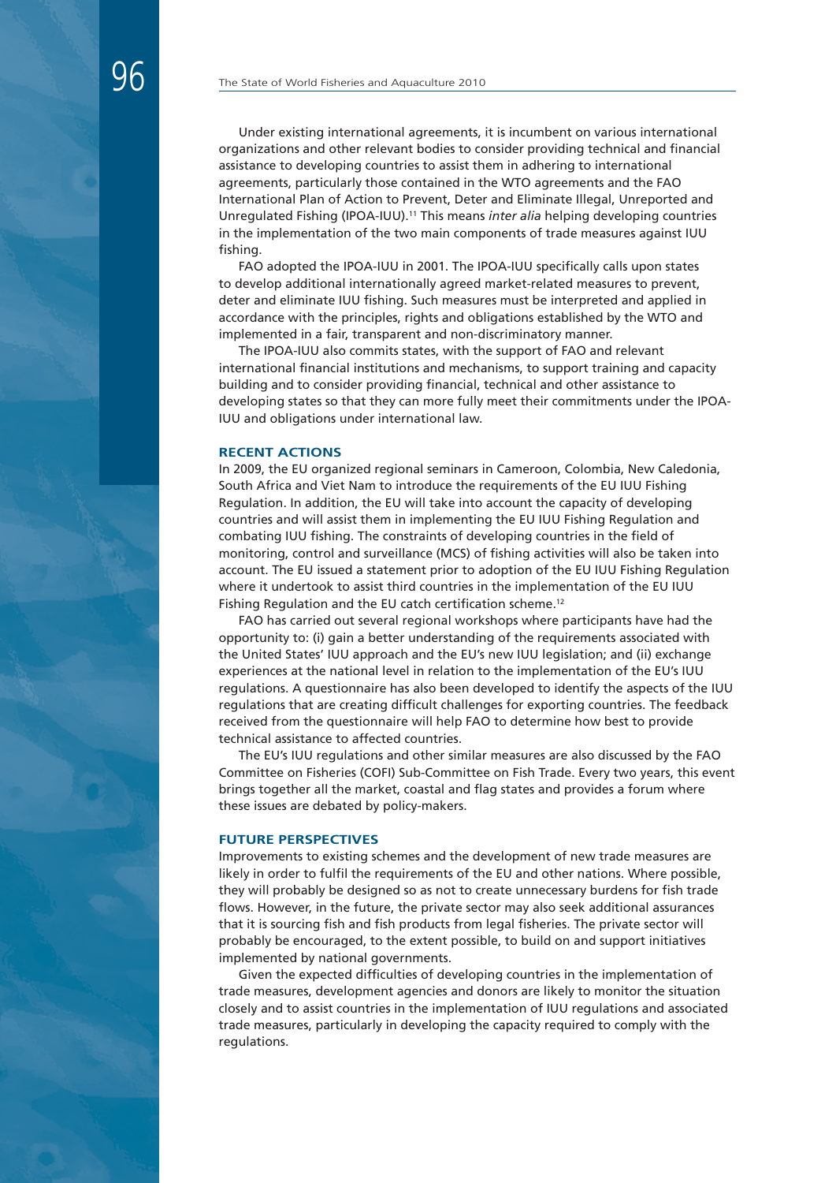Under existing international agreements, it is incumbent on various international organizations and other relevant bodies to consider providing technical and financial assistance to developing countries to assist them in adhering to international agreements, particularly those contained in the WTO agreements and the FAO International Plan of Action to Prevent, Deter and Eliminate Illegal, Unreported and Unregulated Fishing (IPOA-IUU).[11] This means *inter alia* helping developing countries in the implementation of the two main components of trade measures against IUU fishing.

FAO adopted the IPOA-IUU in 2001. The IPOA-IUU specifically calls upon states to develop additional internationally agreed market-related measures to prevent, deter and eliminate IUU fishing. Such measures must be interpreted and applied in accordance with the principles, rights and obligations established by the WTO and implemented in a fair, transparent and non-discriminatory manner.

The IPOA-IUU also commits states, with the support of FAO and relevant international financial institutions and mechanisms, to support training and capacity building and to consider providing financial, technical and other assistance to developing states so that they can more fully meet their commitments under the IPOA-IUU and obligations under international law.

### RECENT ACTIONS

In 2009, the EU organized regional seminars in Cameroon, Colombia, New Caledonia, South Africa and Viet Nam to introduce the requirements of the EU IUU Fishing Regulation. In addition, the EU will take into account the capacity of developing countries and will assist them in implementing the EU IUU Fishing Regulation and combating IUU fishing. The constraints of developing countries in the field of monitoring, control and surveillance (MCS) of fishing activities will also be taken into account. The EU issued a statement prior to adoption of the EU IUU Fishing Regulation where it undertook to assist third countries in the implementation of the EU IUU Fishing Regulation and the EU catch certification scheme.[12]

FAO has carried out several regional workshops where participants have had the opportunity to: (i) gain a better understanding of the requirements associated with the United States' IUU approach and the EU's new IUU legislation; and (ii) exchange experiences at the national level in relation to the implementation of the EU's IUU regulations. A questionnaire has also been developed to identify the aspects of the IUU regulations that are creating difficult challenges for exporting countries. The feedback received from the questionnaire will help FAO to determine how best to provide technical assistance to affected countries.

The EU's IUU regulations and other similar measures are also discussed by the FAO Committee on Fisheries (COFI) Sub-Committee on Fish Trade. Every two years, this event brings together all the market, coastal and flag states and provides a forum where these issues are debated by policy-makers.

### FUTURE PERSPECTIVES

Improvements to existing schemes and the development of new trade measures are likely in order to fulfil the requirements of the EU and other nations. Where possible, they will probably be designed so as not to create unnecessary burdens for fish trade flows. However, in the future, the private sector may also seek additional assurances that it is sourcing fish and fish products from legal fisheries. The private sector will probably be encouraged, to the extent possible, to build on and support initiatives implemented by national governments.

Given the expected difficulties of developing countries in the implementation of trade measures, development agencies and donors are likely to monitor the situation closely and to assist countries in the implementation of IUU regulations and associated trade measures, particularly in developing the capacity required to comply with the regulations.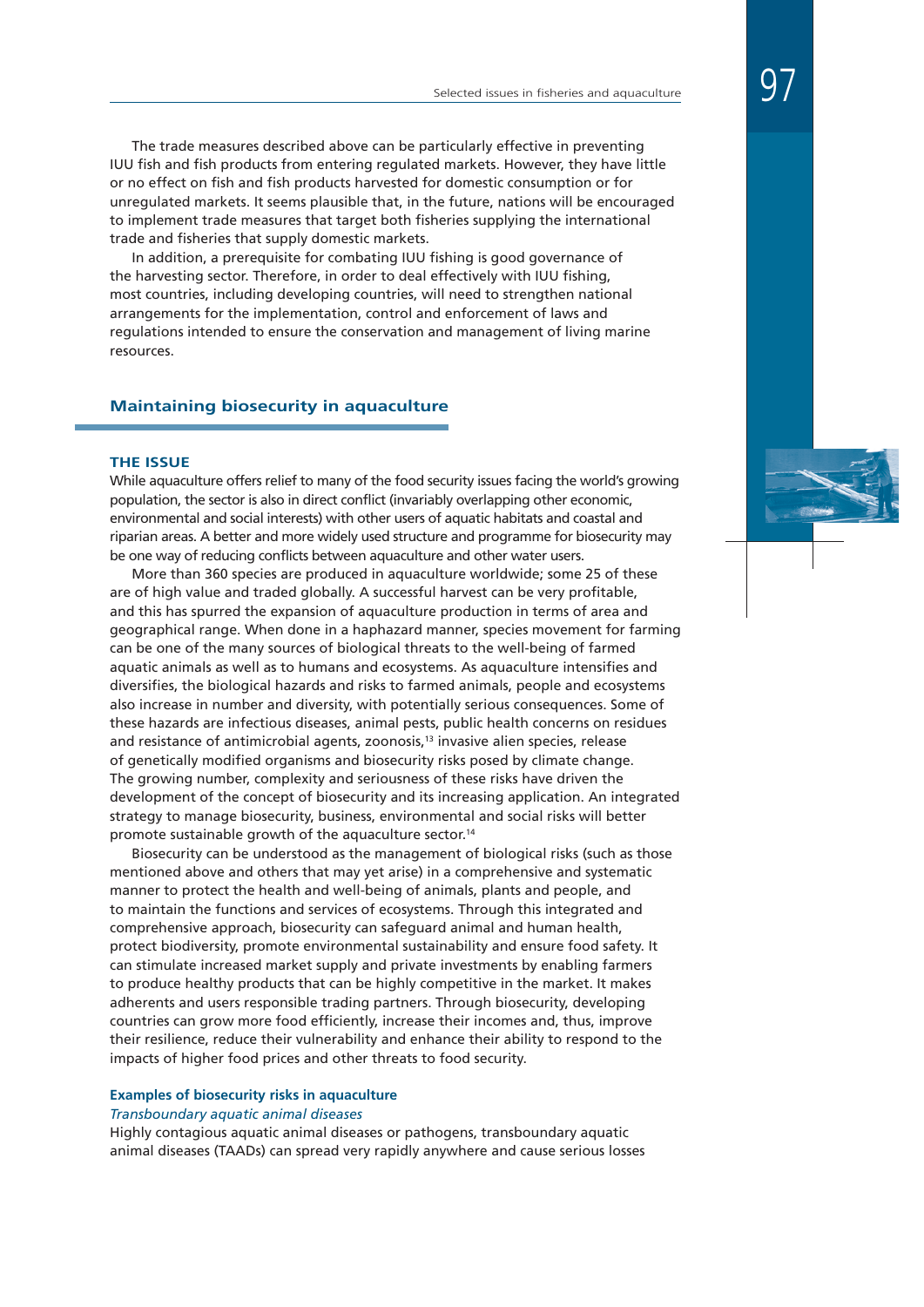The trade measures described above can be particularly effective in preventing IUU fish and fish products from entering regulated markets. However, they have little or no effect on fish and fish products harvested for domestic consumption or for unregulated markets. It seems plausible that, in the future, nations will be encouraged to implement trade measures that target both fisheries supplying the international trade and fisheries that supply domestic markets.

In addition, a prerequisite for combating IUU fishing is good governance of the harvesting sector. Therefore, in order to deal effectively with IUU fishing, most countries, including developing countries, will need to strengthen national arrangements for the implementation, control and enforcement of laws and regulations intended to ensure the conservation and management of living marine resources.

## Maintaining biosecurity in aquaculture

### THE ISSUE

While aquaculture offers relief to many of the food security issues facing the world's growing population, the sector is also in direct conflict (invariably overlapping other economic, environmental and social interests) with other users of aquatic habitats and coastal and riparian areas. A better and more widely used structure and programme for biosecurity may be one way of reducing conflicts between aquaculture and other water users.

More than 360 species are produced in aquaculture worldwide; some 25 of these are of high value and traded globally. A successful harvest can be very profitable, and this has spurred the expansion of aquaculture production in terms of area and geographical range. When done in a haphazard manner, species movement for farming can be one of the many sources of biological threats to the well-being of farmed aquatic animals as well as to humans and ecosystems. As aquaculture intensifies and diversifies, the biological hazards and risks to farmed animals, people and ecosystems also increase in number and diversity, with potentially serious consequences. Some of these hazards are infectious diseases, animal pests, public health concerns on residues and resistance of antimicrobial agents, zoonosis,[13] invasive alien species, release of genetically modified organisms and biosecurity risks posed by climate change. The growing number, complexity and seriousness of these risks have driven the development of the concept of biosecurity and its increasing application. An integrated strategy to manage biosecurity, business, environmental and social risks will better promote sustainable growth of the aquaculture sector.[14]

Biosecurity can be understood as the management of biological risks (such as those mentioned above and others that may yet arise) in a comprehensive and systematic manner to protect the health and well-being of animals, plants and people, and to maintain the functions and services of ecosystems. Through this integrated and comprehensive approach, biosecurity can safeguard animal and human health, protect biodiversity, promote environmental sustainability and ensure food safety. It can stimulate increased market supply and private investments by enabling farmers to produce healthy products that can be highly competitive in the market. It makes adherents and users responsible trading partners. Through biosecurity, developing countries can grow more food efficiently, increase their incomes and, thus, improve their resilience, reduce their vulnerability and enhance their ability to respond to the impacts of higher food prices and other threats to food security.

#### Examples of biosecurity risks in aquaculture

*Transboundary aquatic animal diseases*

Highly contagious aquatic animal diseases or pathogens, transboundary aquatic animal diseases (TAADs) can spread very rapidly anywhere and cause serious losses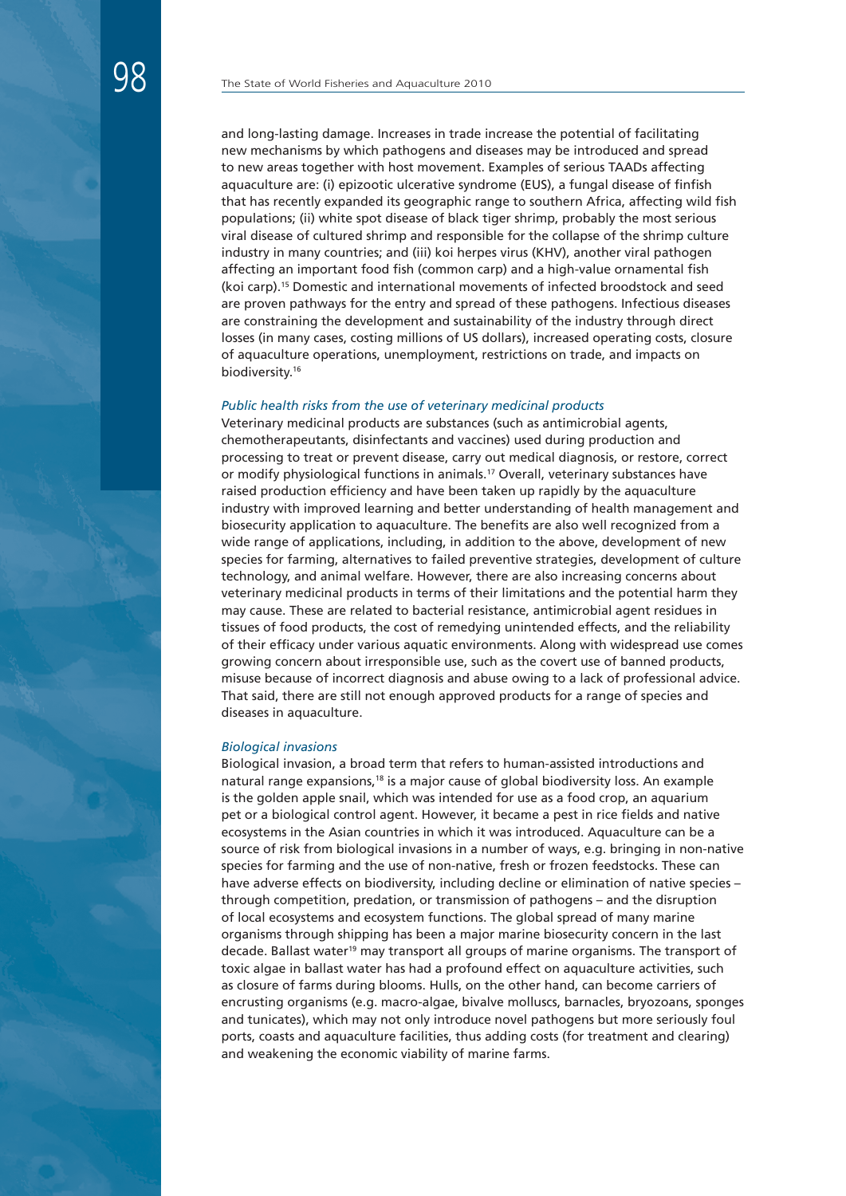and long-lasting damage. Increases in trade increase the potential of facilitating new mechanisms by which pathogens and diseases may be introduced and spread to new areas together with host movement. Examples of serious TAADs affecting aquaculture are: (i) epizootic ulcerative syndrome (EUS), a fungal disease of finfish that has recently expanded its geographic range to southern Africa, affecting wild fish populations; (ii) white spot disease of black tiger shrimp, probably the most serious viral disease of cultured shrimp and responsible for the collapse of the shrimp culture industry in many countries; and (iii) koi herpes virus (KHV), another viral pathogen affecting an important food fish (common carp) and a high-value ornamental fish (koi carp).[15] Domestic and international movements of infected broodstock and seed are proven pathways for the entry and spread of these pathogens. Infectious diseases are constraining the development and sustainability of the industry through direct losses (in many cases, costing millions of US dollars), increased operating costs, closure of aquaculture operations, unemployment, restrictions on trade, and impacts on biodiversity.[16]

*Public health risks from the use of veterinary medicinal products*

Veterinary medicinal products are substances (such as antimicrobial agents, chemotherapeutants, disinfectants and vaccines) used during production and processing to treat or prevent disease, carry out medical diagnosis, or restore, correct or modify physiological functions in animals.[17] Overall, veterinary substances have raised production efficiency and have been taken up rapidly by the aquaculture industry with improved learning and better understanding of health management and biosecurity application to aquaculture. The benefits are also well recognized from a wide range of applications, including, in addition to the above, development of new species for farming, alternatives to failed preventive strategies, development of culture technology, and animal welfare. However, there are also increasing concerns about veterinary medicinal products in terms of their limitations and the potential harm they may cause. These are related to bacterial resistance, antimicrobial agent residues in tissues of food products, the cost of remedying unintended effects, and the reliability of their efficacy under various aquatic environments. Along with widespread use comes growing concern about irresponsible use, such as the covert use of banned products, misuse because of incorrect diagnosis and abuse owing to a lack of professional advice. That said, there are still not enough approved products for a range of species and diseases in aquaculture.

*Biological invasions*

Biological invasion, a broad term that refers to human-assisted introductions and natural range expansions,[18] is a major cause of global biodiversity loss. An example is the golden apple snail, which was intended for use as a food crop, an aquarium pet or a biological control agent. However, it became a pest in rice fields and native ecosystems in the Asian countries in which it was introduced. Aquaculture can be a source of risk from biological invasions in a number of ways, e.g. bringing in non-native species for farming and the use of non-native, fresh or frozen feedstocks. These can have adverse effects on biodiversity, including decline or elimination of native species – through competition, predation, or transmission of pathogens – and the disruption of local ecosystems and ecosystem functions. The global spread of many marine organisms through shipping has been a major marine biosecurity concern in the last decade. Ballast water[19] may transport all groups of marine organisms. The transport of toxic algae in ballast water has had a profound effect on aquaculture activities, such as closure of farms during blooms. Hulls, on the other hand, can become carriers of encrusting organisms (e.g. macro-algae, bivalve molluscs, barnacles, bryozoans, sponges and tunicates), which may not only introduce novel pathogens but more seriously foul ports, coasts and aquaculture facilities, thus adding costs (for treatment and clearing) and weakening the economic viability of marine farms.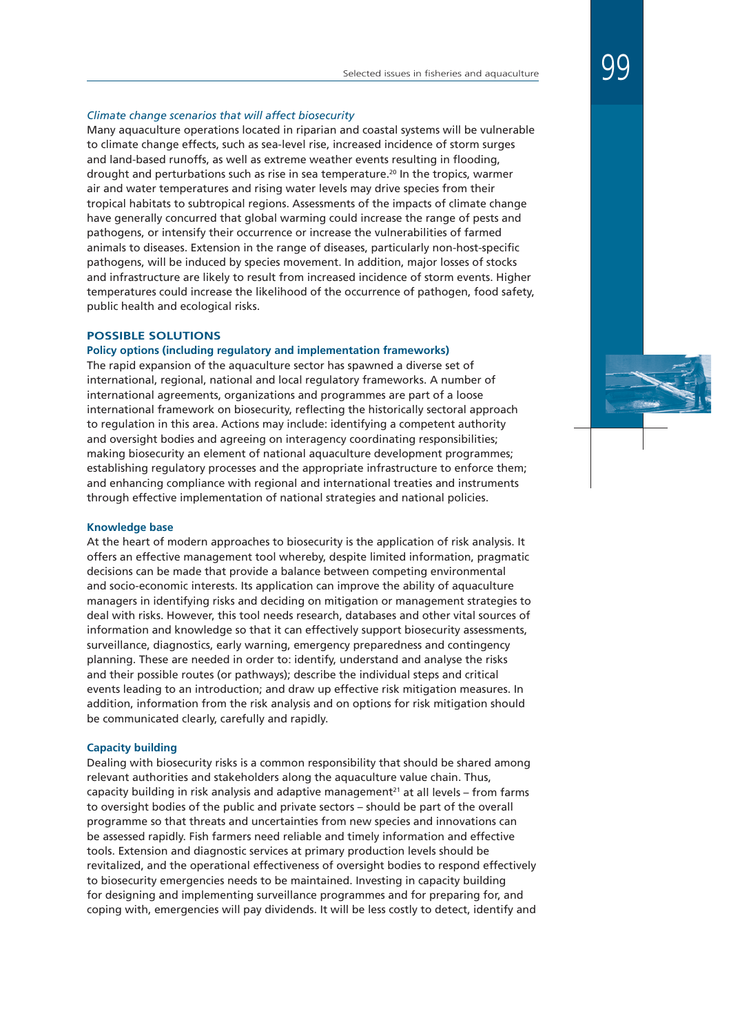*Climate change scenarios that will affect biosecurity*

Many aquaculture operations located in riparian and coastal systems will be vulnerable to climate change effects, such as sea-level rise, increased incidence of storm surges and land-based runoffs, as well as extreme weather events resulting in flooding, drought and perturbations such as rise in sea temperature.[20] In the tropics, warmer air and water temperatures and rising water levels may drive species from their tropical habitats to subtropical regions. Assessments of the impacts of climate change have generally concurred that global warming could increase the range of pests and pathogens, or intensify their occurrence or increase the vulnerabilities of farmed animals to diseases. Extension in the range of diseases, particularly non-host-specific pathogens, will be induced by species movement. In addition, major losses of stocks and infrastructure are likely to result from increased incidence of storm events. Higher temperatures could increase the likelihood of the occurrence of pathogen, food safety, public health and ecological risks.

## POSSIBLE SOLUTIONS

### Policy options (including regulatory and implementation frameworks)

The rapid expansion of the aquaculture sector has spawned a diverse set of international, regional, national and local regulatory frameworks. A number of international agreements, organizations and programmes are part of a loose international framework on biosecurity, reflecting the historically sectoral approach to regulation in this area. Actions may include: identifying a competent authority and oversight bodies and agreeing on interagency coordinating responsibilities; making biosecurity an element of national aquaculture development programmes; establishing regulatory processes and the appropriate infrastructure to enforce them; and enhancing compliance with regional and international treaties and instruments through effective implementation of national strategies and national policies.

### Knowledge base

At the heart of modern approaches to biosecurity is the application of risk analysis. It offers an effective management tool whereby, despite limited information, pragmatic decisions can be made that provide a balance between competing environmental and socio-economic interests. Its application can improve the ability of aquaculture managers in identifying risks and deciding on mitigation or management strategies to deal with risks. However, this tool needs research, databases and other vital sources of information and knowledge so that it can effectively support biosecurity assessments, surveillance, diagnostics, early warning, emergency preparedness and contingency planning. These are needed in order to: identify, understand and analyse the risks and their possible routes (or pathways); describe the individual steps and critical events leading to an introduction; and draw up effective risk mitigation measures. In addition, information from the risk analysis and on options for risk mitigation should be communicated clearly, carefully and rapidly.

### Capacity building

Dealing with biosecurity risks is a common responsibility that should be shared among relevant authorities and stakeholders along the aquaculture value chain. Thus, capacity building in risk analysis and adaptive management[21] at all levels – from farms to oversight bodies of the public and private sectors – should be part of the overall programme so that threats and uncertainties from new species and innovations can be assessed rapidly. Fish farmers need reliable and timely information and effective tools. Extension and diagnostic services at primary production levels should be revitalized, and the operational effectiveness of oversight bodies to respond effectively to biosecurity emergencies needs to be maintained. Investing in capacity building for designing and implementing surveillance programmes and for preparing for, and coping with, emergencies will pay dividends. It will be less costly to detect, identify and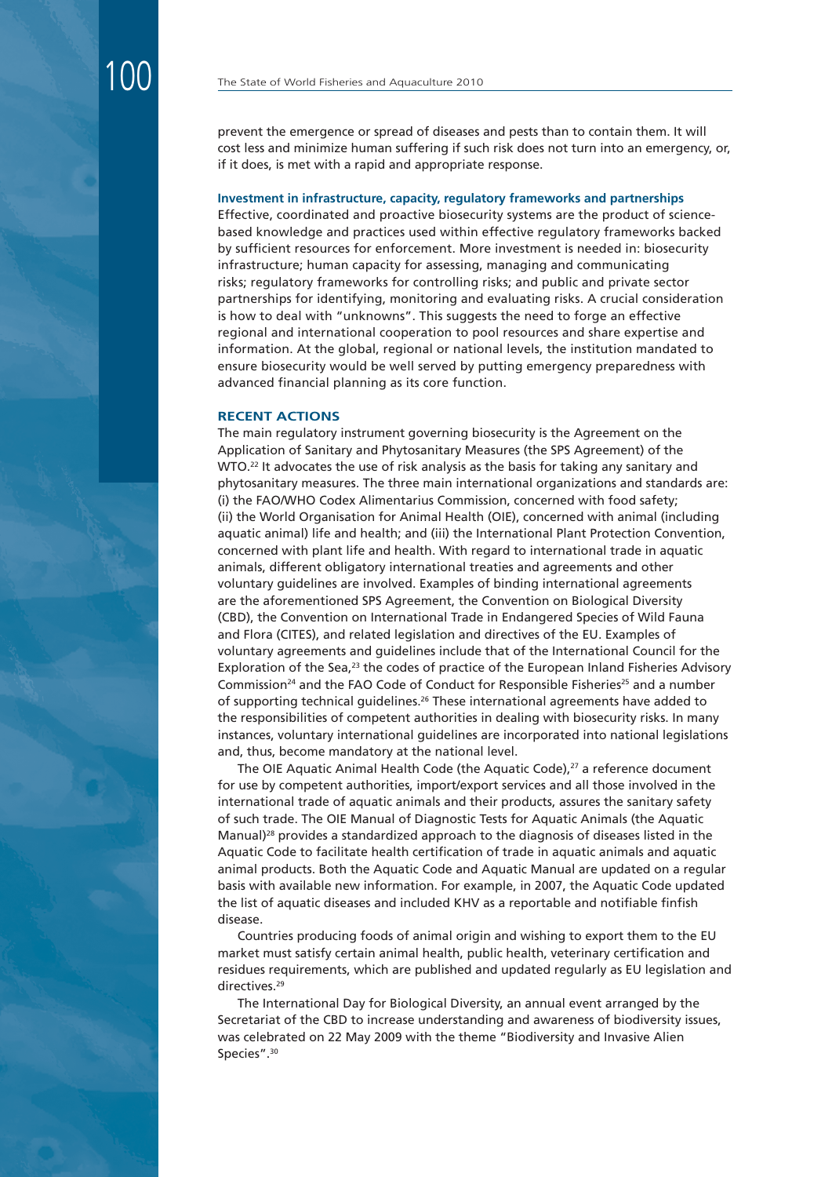prevent the emergence or spread of diseases and pests than to contain them. It will cost less and minimize human suffering if such risk does not turn into an emergency, or, if it does, is met with a rapid and appropriate response.

**Investment in infrastructure, capacity, regulatory frameworks and partnerships**

Effective, coordinated and proactive biosecurity systems are the product of science-based knowledge and practices used within effective regulatory frameworks backed by sufficient resources for enforcement. More investment is needed in: biosecurity infrastructure; human capacity for assessing, managing and communicating risks; regulatory frameworks for controlling risks; and public and private sector partnerships for identifying, monitoring and evaluating risks. A crucial consideration is how to deal with "unknowns". This suggests the need to forge an effective regional and international cooperation to pool resources and share expertise and information. At the global, regional or national levels, the institution mandated to ensure biosecurity would be well served by putting emergency preparedness with advanced financial planning as its core function.

## RECENT ACTIONS

The main regulatory instrument governing biosecurity is the Agreement on the Application of Sanitary and Phytosanitary Measures (the SPS Agreement) of the WTO.[22] It advocates the use of risk analysis as the basis for taking any sanitary and phytosanitary measures. The three main international organizations and standards are: (i) the FAO/WHO Codex Alimentarius Commission, concerned with food safety; (ii) the World Organisation for Animal Health (OIE), concerned with animal (including aquatic animal) life and health; and (iii) the International Plant Protection Convention, concerned with plant life and health. With regard to international trade in aquatic animals, different obligatory international treaties and agreements and other voluntary guidelines are involved. Examples of binding international agreements are the aforementioned SPS Agreement, the Convention on Biological Diversity (CBD), the Convention on International Trade in Endangered Species of Wild Fauna and Flora (CITES), and related legislation and directives of the EU. Examples of voluntary agreements and guidelines include that of the International Council for the Exploration of the Sea,[23] the codes of practice of the European Inland Fisheries Advisory Commission[24] and the FAO Code of Conduct for Responsible Fisheries[25] and a number of supporting technical guidelines.[26] These international agreements have added to the responsibilities of competent authorities in dealing with biosecurity risks. In many instances, voluntary international guidelines are incorporated into national legislations and, thus, become mandatory at the national level.

The OIE Aquatic Animal Health Code (the Aquatic Code),[27] a reference document for use by competent authorities, import/export services and all those involved in the international trade of aquatic animals and their products, assures the sanitary safety of such trade. The OIE Manual of Diagnostic Tests for Aquatic Animals (the Aquatic Manual)[28] provides a standardized approach to the diagnosis of diseases listed in the Aquatic Code to facilitate health certification of trade in aquatic animals and aquatic animal products. Both the Aquatic Code and Aquatic Manual are updated on a regular basis with available new information. For example, in 2007, the Aquatic Code updated the list of aquatic diseases and included KHV as a reportable and notifiable finfish disease.

Countries producing foods of animal origin and wishing to export them to the EU market must satisfy certain animal health, public health, veterinary certification and residues requirements, which are published and updated regularly as EU legislation and directives.[29]

The International Day for Biological Diversity, an annual event arranged by the Secretariat of the CBD to increase understanding and awareness of biodiversity issues, was celebrated on 22 May 2009 with the theme "Biodiversity and Invasive Alien Species".[30]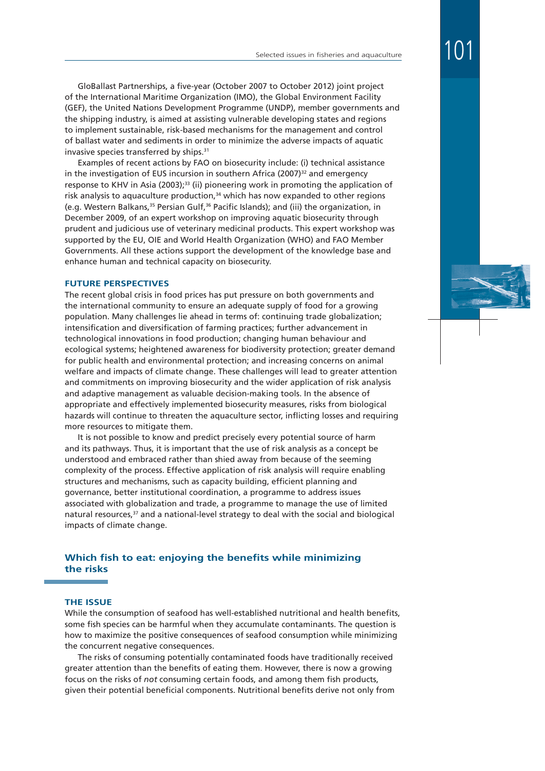GloBallast Partnerships, a five-year (October 2007 to October 2012) joint project of the International Maritime Organization (IMO), the Global Environment Facility (GEF), the United Nations Development Programme (UNDP), member governments and the shipping industry, is aimed at assisting vulnerable developing states and regions to implement sustainable, risk-based mechanisms for the management and control of ballast water and sediments in order to minimize the adverse impacts of aquatic invasive species transferred by ships.[31]

Examples of recent actions by FAO on biosecurity include: (i) technical assistance in the investigation of EUS incursion in southern Africa (2007)[32] and emergency response to KHV in Asia (2003);[33] (ii) pioneering work in promoting the application of risk analysis to aquaculture production,[34] which has now expanded to other regions (e.g. Western Balkans,[35] Persian Gulf,[36] Pacific Islands); and (iii) the organization, in December 2009, of an expert workshop on improving aquatic biosecurity through prudent and judicious use of veterinary medicinal products. This expert workshop was supported by the EU, OIE and World Health Organization (WHO) and FAO Member Governments. All these actions support the development of the knowledge base and enhance human and technical capacity on biosecurity.

### FUTURE PERSPECTIVES

The recent global crisis in food prices has put pressure on both governments and the international community to ensure an adequate supply of food for a growing population. Many challenges lie ahead in terms of: continuing trade globalization; intensification and diversification of farming practices; further advancement in technological innovations in food production; changing human behaviour and ecological systems; heightened awareness for biodiversity protection; greater demand for public health and environmental protection; and increasing concerns on animal welfare and impacts of climate change. These challenges will lead to greater attention and commitments on improving biosecurity and the wider application of risk analysis and adaptive management as valuable decision-making tools. In the absence of appropriate and effectively implemented biosecurity measures, risks from biological hazards will continue to threaten the aquaculture sector, inflicting losses and requiring more resources to mitigate them.

It is not possible to know and predict precisely every potential source of harm and its pathways. Thus, it is important that the use of risk analysis as a concept be understood and embraced rather than shied away from because of the seeming complexity of the process. Effective application of risk analysis will require enabling structures and mechanisms, such as capacity building, efficient planning and governance, better institutional coordination, a programme to address issues associated with globalization and trade, a programme to manage the use of limited natural resources,[37] and a national-level strategy to deal with the social and biological impacts of climate change.

## Which fish to eat: enjoying the benefits while minimizing the risks

### THE ISSUE

While the consumption of seafood has well-established nutritional and health benefits, some fish species can be harmful when they accumulate contaminants. The question is how to maximize the positive consequences of seafood consumption while minimizing the concurrent negative consequences.

The risks of consuming potentially contaminated foods have traditionally received greater attention than the benefits of eating them. However, there is now a growing focus on the risks of *not* consuming certain foods, and among them fish products, given their potential beneficial components. Nutritional benefits derive not only from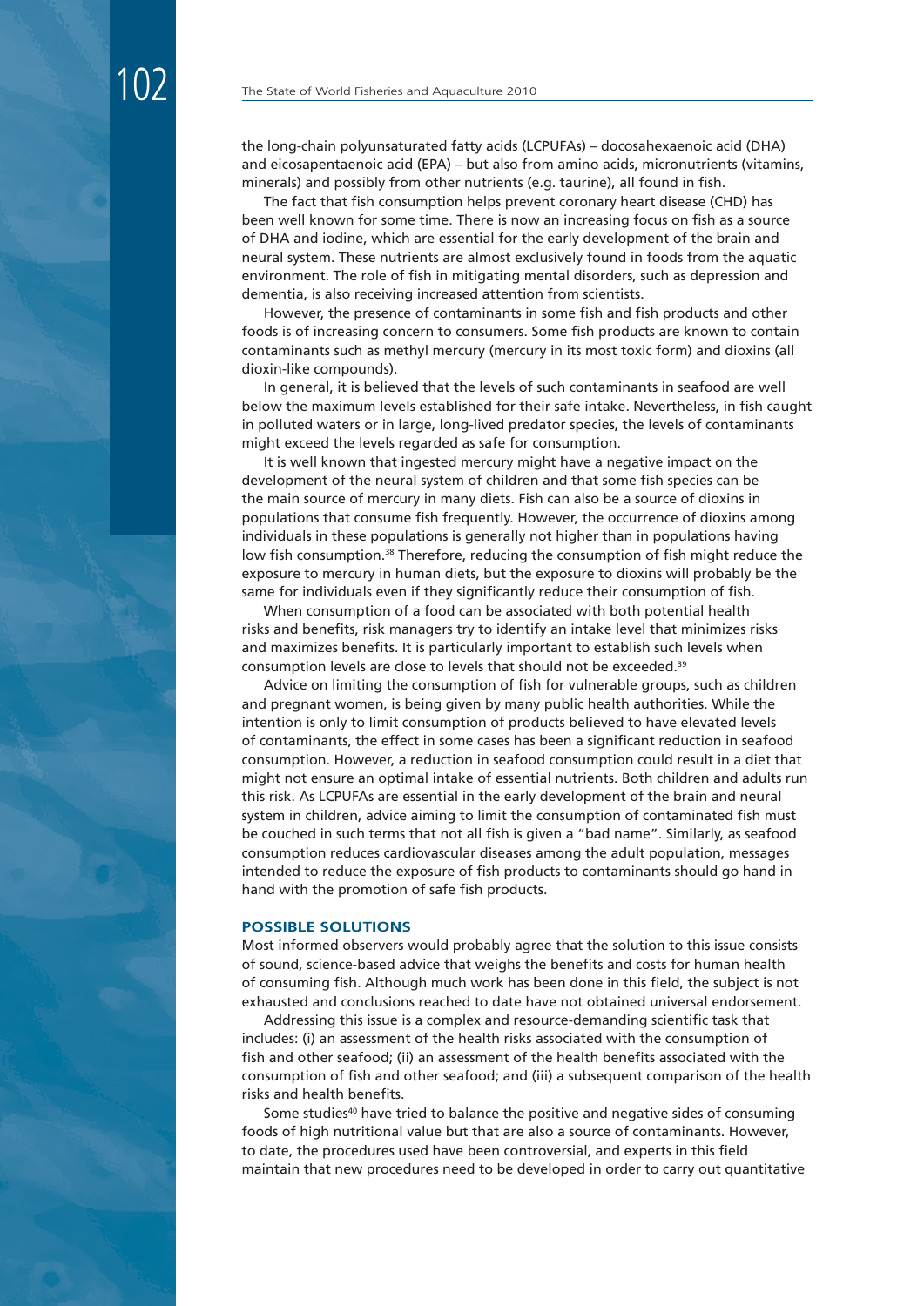the long-chain polyunsaturated fatty acids (LCPUFAs) – docosahexaenoic acid (DHA) and eicosapentaenoic acid (EPA) – but also from amino acids, micronutrients (vitamins, minerals) and possibly from other nutrients (e.g. taurine), all found in fish.

The fact that fish consumption helps prevent coronary heart disease (CHD) has been well known for some time. There is now an increasing focus on fish as a source of DHA and iodine, which are essential for the early development of the brain and neural system. These nutrients are almost exclusively found in foods from the aquatic environment. The role of fish in mitigating mental disorders, such as depression and dementia, is also receiving increased attention from scientists.

However, the presence of contaminants in some fish and fish products and other foods is of increasing concern to consumers. Some fish products are known to contain contaminants such as methyl mercury (mercury in its most toxic form) and dioxins (all dioxin-like compounds).

In general, it is believed that the levels of such contaminants in seafood are well below the maximum levels established for their safe intake. Nevertheless, in fish caught in polluted waters or in large, long-lived predator species, the levels of contaminants might exceed the levels regarded as safe for consumption.

It is well known that ingested mercury might have a negative impact on the development of the neural system of children and that some fish species can be the main source of mercury in many diets. Fish can also be a source of dioxins in populations that consume fish frequently. However, the occurrence of dioxins among individuals in these populations is generally not higher than in populations having low fish consumption.[38] Therefore, reducing the consumption of fish might reduce the exposure to mercury in human diets, but the exposure to dioxins will probably be the same for individuals even if they significantly reduce their consumption of fish.

When consumption of a food can be associated with both potential health risks and benefits, risk managers try to identify an intake level that minimizes risks and maximizes benefits. It is particularly important to establish such levels when consumption levels are close to levels that should not be exceeded.[39]

Advice on limiting the consumption of fish for vulnerable groups, such as children and pregnant women, is being given by many public health authorities. While the intention is only to limit consumption of products believed to have elevated levels of contaminants, the effect in some cases has been a significant reduction in seafood consumption. However, a reduction in seafood consumption could result in a diet that might not ensure an optimal intake of essential nutrients. Both children and adults run this risk. As LCPUFAs are essential in the early development of the brain and neural system in children, advice aiming to limit the consumption of contaminated fish must be couched in such terms that not all fish is given a "bad name". Similarly, as seafood consumption reduces cardiovascular diseases among the adult population, messages intended to reduce the exposure of fish products to contaminants should go hand in hand with the promotion of safe fish products.

### POSSIBLE SOLUTIONS

Most informed observers would probably agree that the solution to this issue consists of sound, science-based advice that weighs the benefits and costs for human health of consuming fish. Although much work has been done in this field, the subject is not exhausted and conclusions reached to date have not obtained universal endorsement.

Addressing this issue is a complex and resource-demanding scientific task that includes: (i) an assessment of the health risks associated with the consumption of fish and other seafood; (ii) an assessment of the health benefits associated with the consumption of fish and other seafood; and (iii) a subsequent comparison of the health risks and health benefits.

Some studies[40] have tried to balance the positive and negative sides of consuming foods of high nutritional value but that are also a source of contaminants. However, to date, the procedures used have been controversial, and experts in this field maintain that new procedures need to be developed in order to carry out quantitative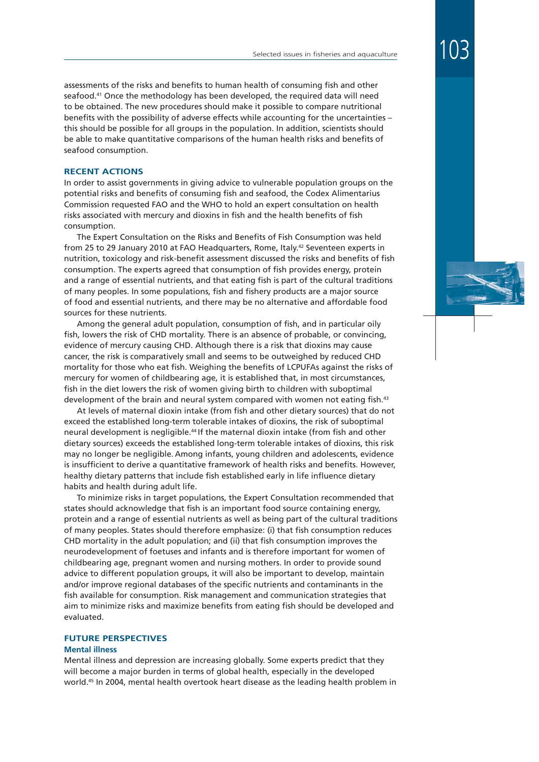assessments of the risks and benefits to human health of consuming fish and other seafood.[41] Once the methodology has been developed, the required data will need to be obtained. The new procedures should make it possible to compare nutritional benefits with the possibility of adverse effects while accounting for the uncertainties – this should be possible for all groups in the population. In addition, scientists should be able to make quantitative comparisons of the human health risks and benefits of seafood consumption.

## RECENT ACTIONS

In order to assist governments in giving advice to vulnerable population groups on the potential risks and benefits of consuming fish and seafood, the Codex Alimentarius Commission requested FAO and the WHO to hold an expert consultation on health risks associated with mercury and dioxins in fish and the health benefits of fish consumption.

The Expert Consultation on the Risks and Benefits of Fish Consumption was held from 25 to 29 January 2010 at FAO Headquarters, Rome, Italy.[42] Seventeen experts in nutrition, toxicology and risk-benefit assessment discussed the risks and benefits of fish consumption. The experts agreed that consumption of fish provides energy, protein and a range of essential nutrients, and that eating fish is part of the cultural traditions of many peoples. In some populations, fish and fishery products are a major source of food and essential nutrients, and there may be no alternative and affordable food sources for these nutrients.

Among the general adult population, consumption of fish, and in particular oily fish, lowers the risk of CHD mortality. There is an absence of probable, or convincing, evidence of mercury causing CHD. Although there is a risk that dioxins may cause cancer, the risk is comparatively small and seems to be outweighed by reduced CHD mortality for those who eat fish. Weighing the benefits of LCPUFAs against the risks of mercury for women of childbearing age, it is established that, in most circumstances, fish in the diet lowers the risk of women giving birth to children with suboptimal development of the brain and neural system compared with women not eating fish.[43]

At levels of maternal dioxin intake (from fish and other dietary sources) that do not exceed the established long-term tolerable intakes of dioxins, the risk of suboptimal neural development is negligible.[44] If the maternal dioxin intake (from fish and other dietary sources) exceeds the established long-term tolerable intakes of dioxins, this risk may no longer be negligible. Among infants, young children and adolescents, evidence is insufficient to derive a quantitative framework of health risks and benefits. However, healthy dietary patterns that include fish established early in life influence dietary habits and health during adult life.

To minimize risks in target populations, the Expert Consultation recommended that states should acknowledge that fish is an important food source containing energy, protein and a range of essential nutrients as well as being part of the cultural traditions of many peoples. States should therefore emphasize: (i) that fish consumption reduces CHD mortality in the adult population; and (ii) that fish consumption improves the neurodevelopment of foetuses and infants and is therefore important for women of childbearing age, pregnant women and nursing mothers. In order to provide sound advice to different population groups, it will also be important to develop, maintain and/or improve regional databases of the specific nutrients and contaminants in the fish available for consumption. Risk management and communication strategies that aim to minimize risks and maximize benefits from eating fish should be developed and evaluated.

## FUTURE PERSPECTIVES

### Mental illness

Mental illness and depression are increasing globally. Some experts predict that they will become a major burden in terms of global health, especially in the developed world.[45] In 2004, mental health overtook heart disease as the leading health problem in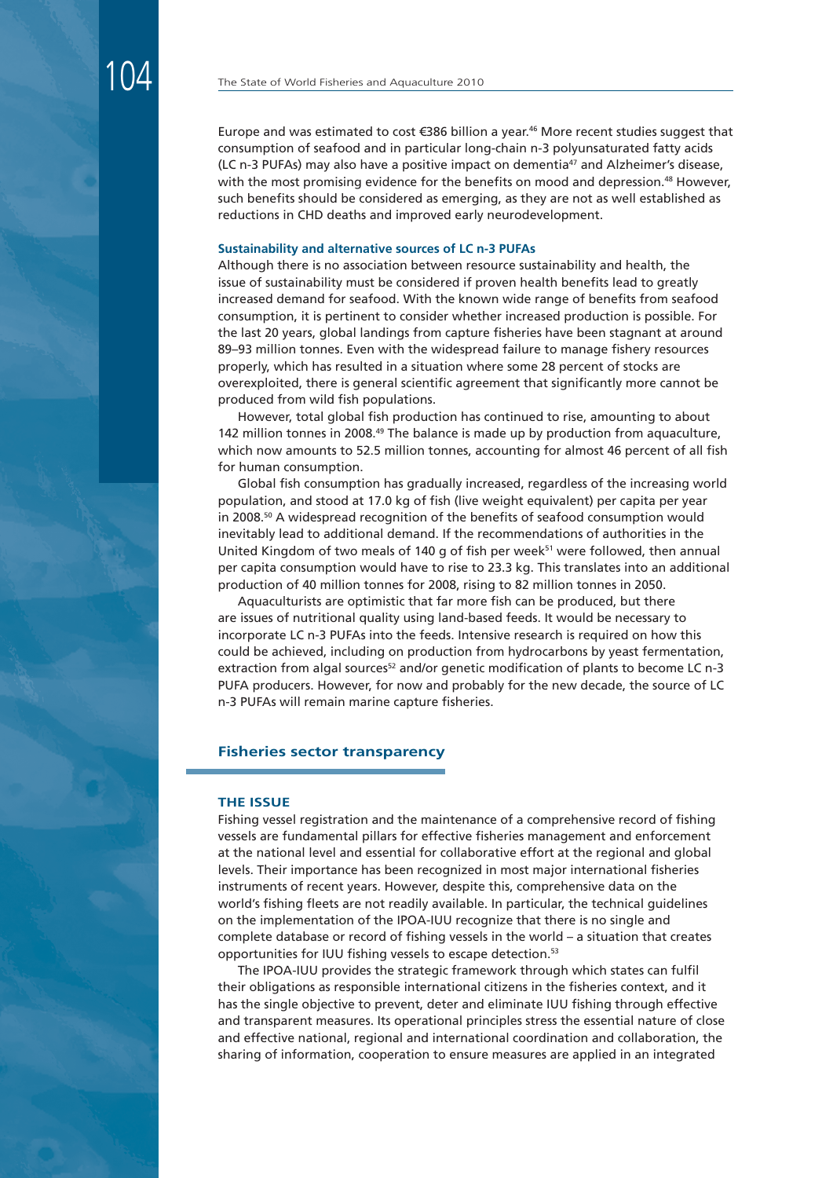Europe and was estimated to cost €386 billion a year.[46] More recent studies suggest that consumption of seafood and in particular long-chain n-3 polyunsaturated fatty acids (LC n-3 PUFAs) may also have a positive impact on dementia[47] and Alzheimer's disease, with the most promising evidence for the benefits on mood and depression.[48] However, such benefits should be considered as emerging, as they are not as well established as reductions in CHD deaths and improved early neurodevelopment.

**Sustainability and alternative sources of LC n-3 PUFAs**

Although there is no association between resource sustainability and health, the issue of sustainability must be considered if proven health benefits lead to greatly increased demand for seafood. With the known wide range of benefits from seafood consumption, it is pertinent to consider whether increased production is possible. For the last 20 years, global landings from capture fisheries have been stagnant at around 89–93 million tonnes. Even with the widespread failure to manage fishery resources properly, which has resulted in a situation where some 28 percent of stocks are overexploited, there is general scientific agreement that significantly more cannot be produced from wild fish populations.

However, total global fish production has continued to rise, amounting to about 142 million tonnes in 2008.[49] The balance is made up by production from aquaculture, which now amounts to 52.5 million tonnes, accounting for almost 46 percent of all fish for human consumption.

Global fish consumption has gradually increased, regardless of the increasing world population, and stood at 17.0 kg of fish (live weight equivalent) per capita per year in 2008.[50] A widespread recognition of the benefits of seafood consumption would inevitably lead to additional demand. If the recommendations of authorities in the United Kingdom of two meals of 140 g of fish per week[51] were followed, then annual per capita consumption would have to rise to 23.3 kg. This translates into an additional production of 40 million tonnes for 2008, rising to 82 million tonnes in 2050.

Aquaculturists are optimistic that far more fish can be produced, but there are issues of nutritional quality using land-based feeds. It would be necessary to incorporate LC n-3 PUFAs into the feeds. Intensive research is required on how this could be achieved, including on production from hydrocarbons by yeast fermentation, extraction from algal sources[52] and/or genetic modification of plants to become LC n-3 PUFA producers. However, for now and probably for the new decade, the source of LC n-3 PUFAs will remain marine capture fisheries.

## Fisheries sector transparency

### THE ISSUE

Fishing vessel registration and the maintenance of a comprehensive record of fishing vessels are fundamental pillars for effective fisheries management and enforcement at the national level and essential for collaborative effort at the regional and global levels. Their importance has been recognized in most major international fisheries instruments of recent years. However, despite this, comprehensive data on the world's fishing fleets are not readily available. In particular, the technical guidelines on the implementation of the IPOA-IUU recognize that there is no single and complete database or record of fishing vessels in the world – a situation that creates opportunities for IUU fishing vessels to escape detection.[53]

The IPOA-IUU provides the strategic framework through which states can fulfil their obligations as responsible international citizens in the fisheries context, and it has the single objective to prevent, deter and eliminate IUU fishing through effective and transparent measures. Its operational principles stress the essential nature of close and effective national, regional and international coordination and collaboration, the sharing of information, cooperation to ensure measures are applied in an integrated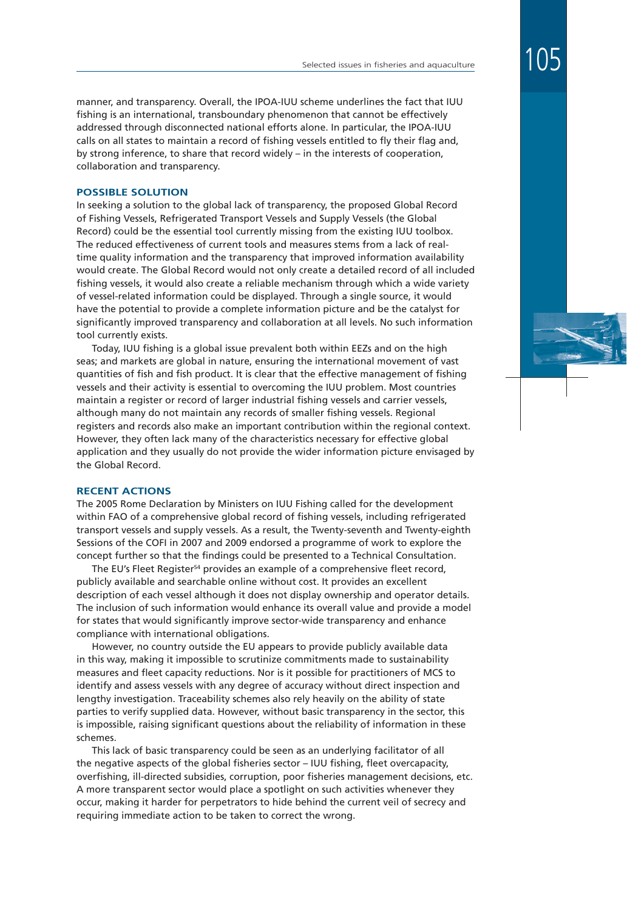manner, and transparency. Overall, the IPOA-IUU scheme underlines the fact that IUU fishing is an international, transboundary phenomenon that cannot be effectively addressed through disconnected national efforts alone. In particular, the IPOA-IUU calls on all states to maintain a record of fishing vessels entitled to fly their flag and, by strong inference, to share that record widely – in the interests of cooperation, collaboration and transparency.

## POSSIBLE SOLUTION

In seeking a solution to the global lack of transparency, the proposed Global Record of Fishing Vessels, Refrigerated Transport Vessels and Supply Vessels (the Global Record) could be the essential tool currently missing from the existing IUU toolbox. The reduced effectiveness of current tools and measures stems from a lack of real-time quality information and the transparency that improved information availability would create. The Global Record would not only create a detailed record of all included fishing vessels, it would also create a reliable mechanism through which a wide variety of vessel-related information could be displayed. Through a single source, it would have the potential to provide a complete information picture and be the catalyst for significantly improved transparency and collaboration at all levels. No such information tool currently exists.

Today, IUU fishing is a global issue prevalent both within EEZs and on the high seas; and markets are global in nature, ensuring the international movement of vast quantities of fish and fish product. It is clear that the effective management of fishing vessels and their activity is essential to overcoming the IUU problem. Most countries maintain a register or record of larger industrial fishing vessels and carrier vessels, although many do not maintain any records of smaller fishing vessels. Regional registers and records also make an important contribution within the regional context. However, they often lack many of the characteristics necessary for effective global application and they usually do not provide the wider information picture envisaged by the Global Record.

## RECENT ACTIONS

The 2005 Rome Declaration by Ministers on IUU Fishing called for the development within FAO of a comprehensive global record of fishing vessels, including refrigerated transport vessels and supply vessels. As a result, the Twenty-seventh and Twenty-eighth Sessions of the COFI in 2007 and 2009 endorsed a programme of work to explore the concept further so that the findings could be presented to a Technical Consultation.

The EU's Fleet Register[54] provides an example of a comprehensive fleet record, publicly available and searchable online without cost. It provides an excellent description of each vessel although it does not display ownership and operator details. The inclusion of such information would enhance its overall value and provide a model for states that would significantly improve sector-wide transparency and enhance compliance with international obligations.

However, no country outside the EU appears to provide publicly available data in this way, making it impossible to scrutinize commitments made to sustainability measures and fleet capacity reductions. Nor is it possible for practitioners of MCS to identify and assess vessels with any degree of accuracy without direct inspection and lengthy investigation. Traceability schemes also rely heavily on the ability of state parties to verify supplied data. However, without basic transparency in the sector, this is impossible, raising significant questions about the reliability of information in these schemes.

This lack of basic transparency could be seen as an underlying facilitator of all the negative aspects of the global fisheries sector – IUU fishing, fleet overcapacity, overfishing, ill-directed subsidies, corruption, poor fisheries management decisions, etc. A more transparent sector would place a spotlight on such activities whenever they occur, making it harder for perpetrators to hide behind the current veil of secrecy and requiring immediate action to be taken to correct the wrong.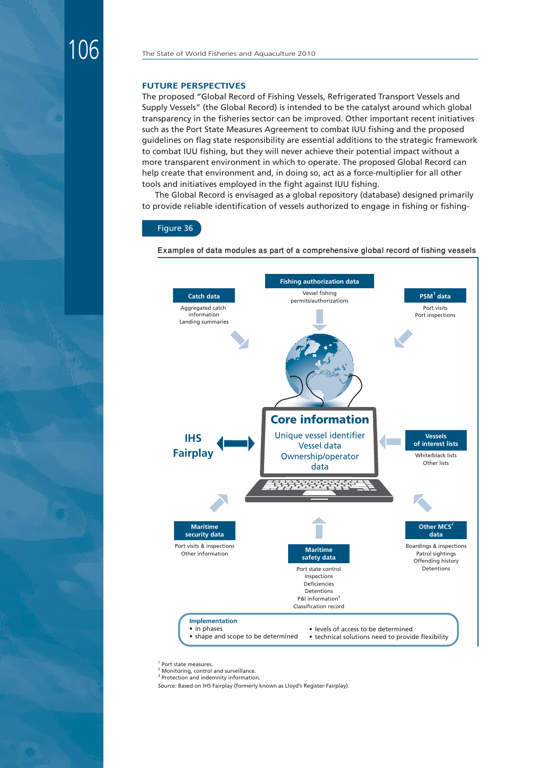## FUTURE PERSPECTIVES

The proposed "Global Record of Fishing Vessels, Refrigerated Transport Vessels and Supply Vessels" (the Global Record) is intended to be the catalyst around which global transparency in the fisheries sector can be improved. Other important recent initiatives such as the Port State Measures Agreement to combat IUU fishing and the proposed guidelines on flag state responsibility are essential additions to the strategic framework to combat IUU fishing, but they will never achieve their potential impact without a more transparent environment in which to operate. The proposed Global Record can help create that environment and, in doing so, act as a force-multiplier for all other tools and initiatives employed in the fight against IUU fishing.

The Global Record is envisaged as a global repository (database) designed primarily to provide reliable identification of vessels authorized to engage in fishing or fishing-

Figure 36

Examples of data modules as part of a comprehensive global record of fishing vessels

**Fishing authorization data**
Vessel fishing permits/authorizations

**Catch data**
Aggregated catch information
Landing summaries

**PSM[1] data**
Port visits
Port inspections

**Core information**
Unique vessel identifier
Vessel data
Ownership/operator data

**IHS Fairplay**

**Vessels of interest lists**
White/black lists
Other lists

**Maritime security data**
Port visits & inspections
Other information

**Maritime safety data**
Port state control
Inspections
Deficiencies
Detentions
P&I information[3]
Classification record

**Other MCS[2] data**
Boardings & inspections
Patrol sightings
Offending history
Detentions

**Implementation**
- in phases
- shape and scope to be determined
- levels of access to be determined
- technical solutions need to provide flexibility

[1] Port state measures.
[2] Monitoring, control and surveillance.
[3] Protection and indemnity information.

*Source:* Based on IHS Fairplay (formerly known as Lloyd's Register-Fairplay).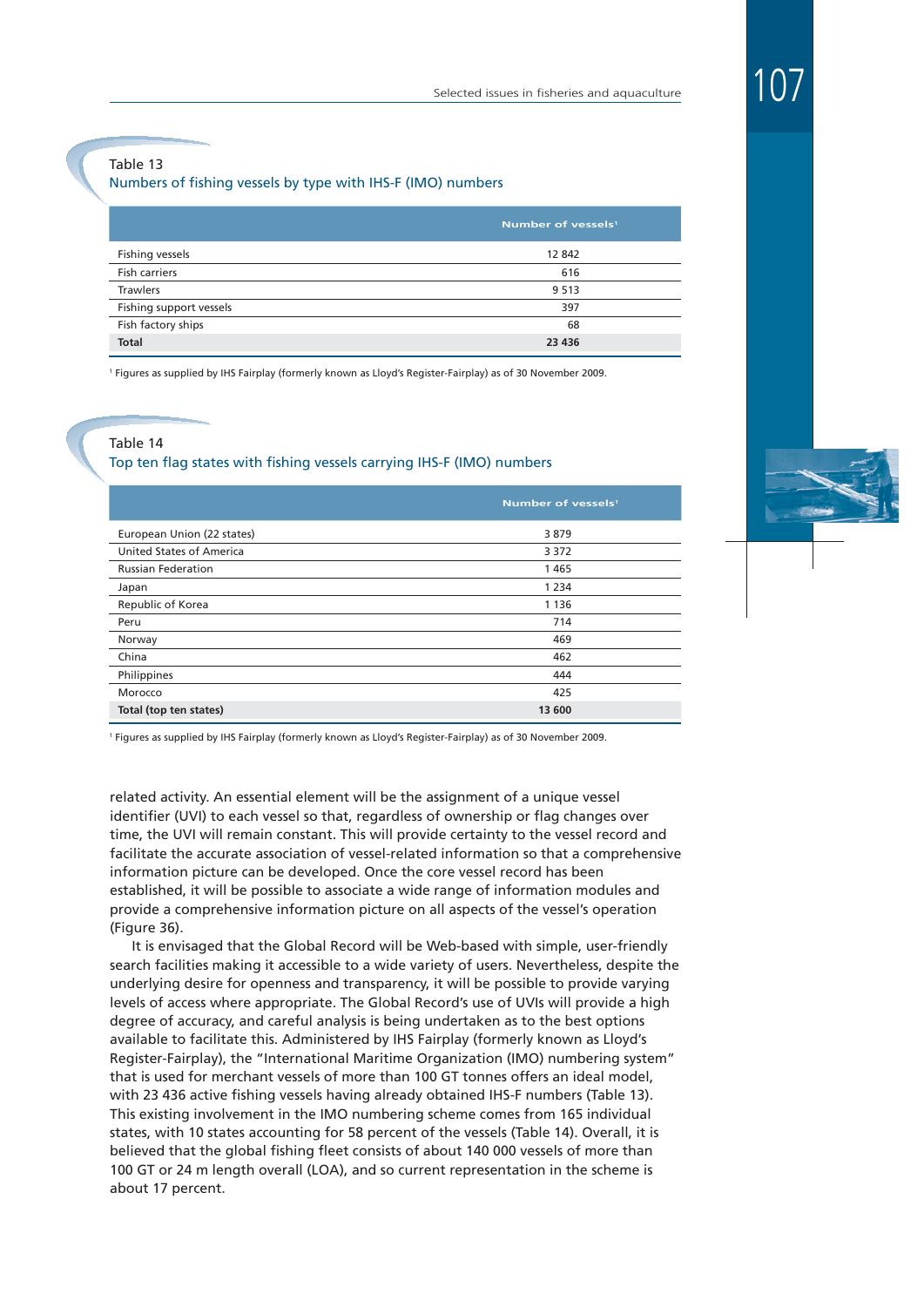Table 13

Numbers of fishing vessels by type with IHS-F (IMO) numbers

| | Number of vessels[1] |
|---|---|
| Fishing vessels | 12 842 |
| Fish carriers | 616 |
| Trawlers | 9 513 |
| Fishing support vessels | 397 |
| Fish factory ships | 68 |
| **Total** | **23 436** |

[1] Figures as supplied by IHS Fairplay (formerly known as Lloyd's Register-Fairplay) as of 30 November 2009.

Table 14

Top ten flag states with fishing vessels carrying IHS-F (IMO) numbers

| | Number of vessels[1] |
|---|---|
| European Union (22 states) | 3 879 |
| United States of America | 3 372 |
| Russian Federation | 1 465 |
| Japan | 1 234 |
| Republic of Korea | 1 136 |
| Peru | 714 |
| Norway | 469 |
| China | 462 |
| Philippines | 444 |
| Morocco | 425 |
| **Total (top ten states)** | **13 600** |

[1] Figures as supplied by IHS Fairplay (formerly known as Lloyd's Register-Fairplay) as of 30 November 2009.

related activity. An essential element will be the assignment of a unique vessel identifier (UVI) to each vessel so that, regardless of ownership or flag changes over time, the UVI will remain constant. This will provide certainty to the vessel record and facilitate the accurate association of vessel-related information so that a comprehensive information picture can be developed. Once the core vessel record has been established, it will be possible to associate a wide range of information modules and provide a comprehensive information picture on all aspects of the vessel's operation (Figure 36).

It is envisaged that the Global Record will be Web-based with simple, user-friendly search facilities making it accessible to a wide variety of users. Nevertheless, despite the underlying desire for openness and transparency, it will be possible to provide varying levels of access where appropriate. The Global Record's use of UVIs will provide a high degree of accuracy, and careful analysis is being undertaken as to the best options available to facilitate this. Administered by IHS Fairplay (formerly known as Lloyd's Register-Fairplay), the "International Maritime Organization (IMO) numbering system" that is used for merchant vessels of more than 100 GT tonnes offers an ideal model, with 23 436 active fishing vessels having already obtained IHS-F numbers (Table 13). This existing involvement in the IMO numbering scheme comes from 165 individual states, with 10 states accounting for 58 percent of the vessels (Table 14). Overall, it is believed that the global fishing fleet consists of about 140 000 vessels of more than 100 GT or 24 m length overall (LOA), and so current representation in the scheme is about 17 percent.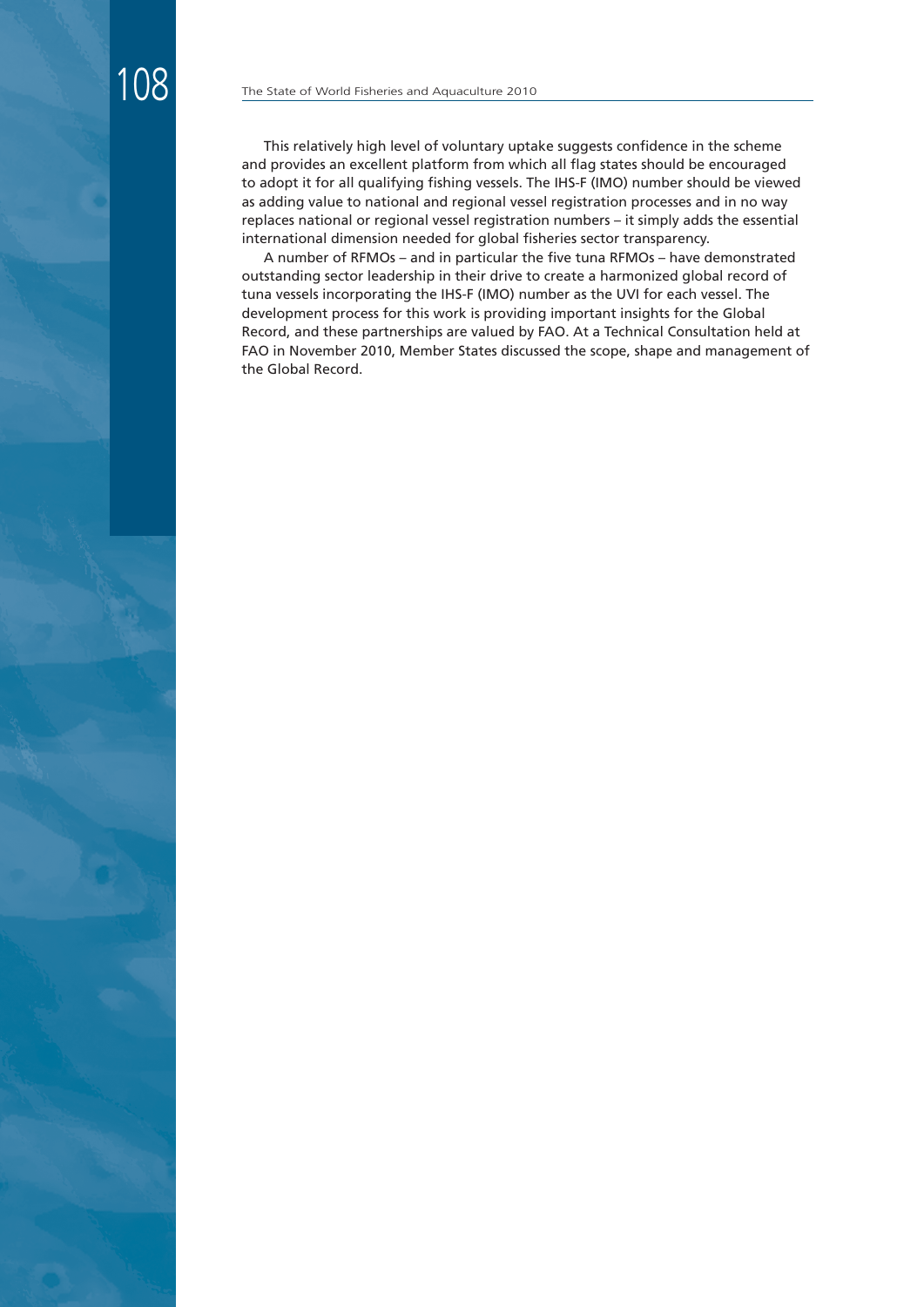This relatively high level of voluntary uptake suggests confidence in the scheme and provides an excellent platform from which all flag states should be encouraged to adopt it for all qualifying fishing vessels. The IHS-F (IMO) number should be viewed as adding value to national and regional vessel registration processes and in no way replaces national or regional vessel registration numbers – it simply adds the essential international dimension needed for global fisheries sector transparency.

A number of RFMOs – and in particular the five tuna RFMOs – have demonstrated outstanding sector leadership in their drive to create a harmonized global record of tuna vessels incorporating the IHS-F (IMO) number as the UVI for each vessel. The development process for this work is providing important insights for the Global Record, and these partnerships are valued by FAO. At a Technical Consultation held at FAO in November 2010, Member States discussed the scope, shape and management of the Global Record.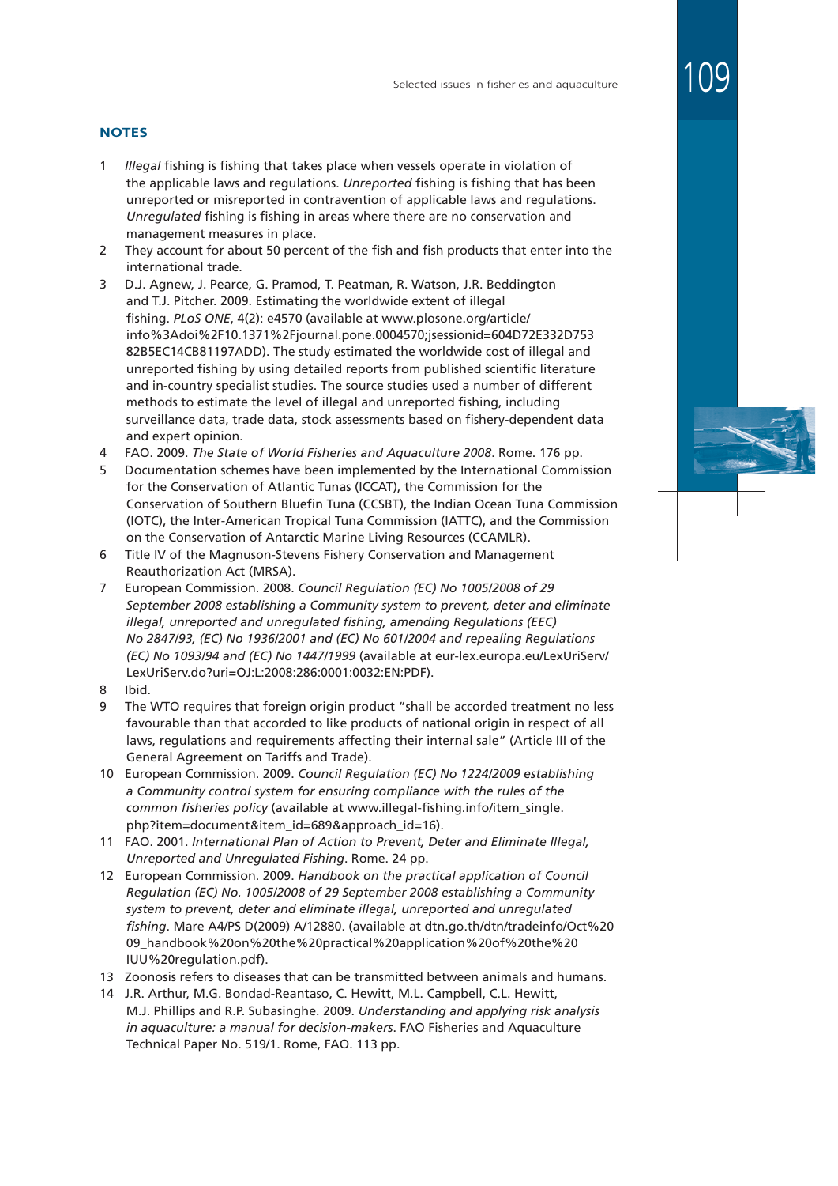## NOTES

1. *Illegal* fishing is fishing that takes place when vessels operate in violation of the applicable laws and regulations. *Unreported* fishing is fishing that has been unreported or misreported in contravention of applicable laws and regulations. *Unregulated* fishing is fishing in areas where there are no conservation and management measures in place.
2. They account for about 50 percent of the fish and fish products that enter into the international trade.
3. D.J. Agnew, J. Pearce, G. Pramod, T. Peatman, R. Watson, J.R. Beddington and T.J. Pitcher. 2009. Estimating the worldwide extent of illegal fishing. *PLoS ONE*, 4(2): e4570 (available at www.plosone.org/article/info%3Adoi%2F10.1371%2Fjournal.pone.0004570;jsessionid=604D72E332D753 82B5EC14CB81197ADD). The study estimated the worldwide cost of illegal and unreported fishing by using detailed reports from published scientific literature and in-country specialist studies. The source studies used a number of different methods to estimate the level of illegal and unreported fishing, including surveillance data, trade data, stock assessments based on fishery-dependent data and expert opinion.
4. FAO. 2009. *The State of World Fisheries and Aquaculture 2008*. Rome. 176 pp.
5. Documentation schemes have been implemented by the International Commission for the Conservation of Atlantic Tunas (ICCAT), the Commission for the Conservation of Southern Bluefin Tuna (CCSBT), the Indian Ocean Tuna Commission (IOTC), the Inter-American Tropical Tuna Commission (IATTC), and the Commission on the Conservation of Antarctic Marine Living Resources (CCAMLR).
6. Title IV of the Magnuson-Stevens Fishery Conservation and Management Reauthorization Act (MRSA).
7. European Commission. 2008. *Council Regulation (EC) No 1005/2008 of 29 September 2008 establishing a Community system to prevent, deter and eliminate illegal, unreported and unregulated fishing, amending Regulations (EEC) No 2847/93, (EC) No 1936/2001 and (EC) No 601/2004 and repealing Regulations (EC) No 1093/94 and (EC) No 1447/1999* (available at eur-lex.europa.eu/LexUriServ/LexUriServ.do?uri=OJ:L:2008:286:0001:0032:EN:PDF).
8. Ibid.
9. The WTO requires that foreign origin product "shall be accorded treatment no less favourable than that accorded to like products of national origin in respect of all laws, regulations and requirements affecting their internal sale" (Article III of the General Agreement on Tariffs and Trade).
10. European Commission. 2009. *Council Regulation (EC) No 1224/2009 establishing a Community control system for ensuring compliance with the rules of the common fisheries policy* (available at www.illegal-fishing.info/item_single.php?item=document&item_id=689&approach_id=16).
11. FAO. 2001. *International Plan of Action to Prevent, Deter and Eliminate Illegal, Unreported and Unregulated Fishing*. Rome. 24 pp.
12. European Commission. 2009. *Handbook on the practical application of Council Regulation (EC) No. 1005/2008 of 29 September 2008 establishing a Community system to prevent, deter and eliminate illegal, unreported and unregulated fishing*. Mare A4/PS D(2009) A/12880. (available at dtn.go.th/dtn/tradeinfo/Oct%2009_handbook%20on%20the%20practical%20application%20of%20the%20IUU%20regulation.pdf).
13. Zoonosis refers to diseases that can be transmitted between animals and humans.
14. J.R. Arthur, M.G. Bondad-Reantaso, C. Hewitt, M.L. Campbell, C.L. Hewitt, M.J. Phillips and R.P. Subasinghe. 2009. *Understanding and applying risk analysis in aquaculture: a manual for decision-makers*. FAO Fisheries and Aquaculture Technical Paper No. 519/1. Rome, FAO. 113 pp.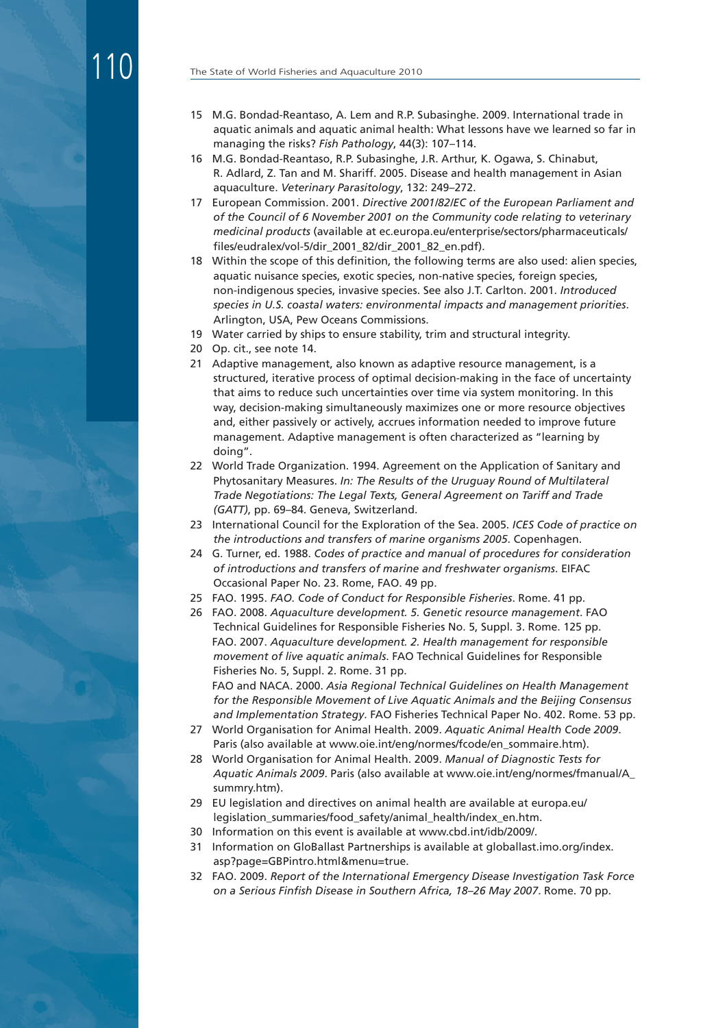15 M.G. Bondad-Reantaso, A. Lem and R.P. Subasinghe. 2009. International trade in aquatic animals and aquatic animal health: What lessons have we learned so far in managing the risks? *Fish Pathology*, 44(3): 107–114.

16 M.G. Bondad-Reantaso, R.P. Subasinghe, J.R. Arthur, K. Ogawa, S. Chinabut, R. Adlard, Z. Tan and M. Shariff. 2005. Disease and health management in Asian aquaculture. *Veterinary Parasitology*, 132: 249–272.

17 European Commission. 2001. *Directive 2001/82/EC of the European Parliament and of the Council of 6 November 2001 on the Community code relating to veterinary medicinal products* (available at ec.europa.eu/enterprise/sectors/pharmaceuticals/files/eudralex/vol-5/dir_2001_82/dir_2001_82_en.pdf).

18 Within the scope of this definition, the following terms are also used: alien species, aquatic nuisance species, exotic species, non-native species, foreign species, non-indigenous species, invasive species. See also J.T. Carlton. 2001. *Introduced species in U.S. coastal waters: environmental impacts and management priorities*. Arlington, USA, Pew Oceans Commissions.

19 Water carried by ships to ensure stability, trim and structural integrity.

20 Op. cit., see note 14.

21 Adaptive management, also known as adaptive resource management, is a structured, iterative process of optimal decision-making in the face of uncertainty that aims to reduce such uncertainties over time via system monitoring. In this way, decision-making simultaneously maximizes one or more resource objectives and, either passively or actively, accrues information needed to improve future management. Adaptive management is often characterized as "learning by doing".

22 World Trade Organization. 1994. Agreement on the Application of Sanitary and Phytosanitary Measures. *In: The Results of the Uruguay Round of Multilateral Trade Negotiations: The Legal Texts, General Agreement on Tariff and Trade (GATT)*, pp. 69–84. Geneva, Switzerland.

23 International Council for the Exploration of the Sea. 2005. *ICES Code of practice on the introductions and transfers of marine organisms 2005*. Copenhagen.

24 G. Turner, ed. 1988. *Codes of practice and manual of procedures for consideration of introductions and transfers of marine and freshwater organisms*. EIFAC Occasional Paper No. 23. Rome, FAO. 49 pp.

25 FAO. 1995. *FAO. Code of Conduct for Responsible Fisheries*. Rome. 41 pp.

26 FAO. 2008. *Aquaculture development. 5. Genetic resource management*. FAO Technical Guidelines for Responsible Fisheries No. 5, Suppl. 3. Rome. 125 pp.
FAO. 2007. *Aquaculture development. 2. Health management for responsible movement of live aquatic animals.* FAO Technical Guidelines for Responsible Fisheries No. 5, Suppl. 2. Rome. 31 pp.
FAO and NACA. 2000. *Asia Regional Technical Guidelines on Health Management for the Responsible Movement of Live Aquatic Animals and the Beijing Consensus and Implementation Strategy*. FAO Fisheries Technical Paper No. 402. Rome. 53 pp.

27 World Organisation for Animal Health. 2009. *Aquatic Animal Health Code 2009*. Paris (also available at www.oie.int/eng/normes/fcode/en_sommaire.htm).

28 World Organisation for Animal Health. 2009. *Manual of Diagnostic Tests for Aquatic Animals 2009*. Paris (also available at www.oie.int/eng/normes/fmanual/A_summry.htm).

29 EU legislation and directives on animal health are available at europa.eu/legislation_summaries/food_safety/animal_health/index_en.htm.

30 Information on this event is available at www.cbd.int/idb/2009/.

31 Information on GloBallast Partnerships is available at globallast.imo.org/index.asp?page=GBPintro.html&menu=true.

32 FAO. 2009. *Report of the International Emergency Disease Investigation Task Force on a Serious Finfish Disease in Southern Africa, 18–26 May 2007*. Rome. 70 pp.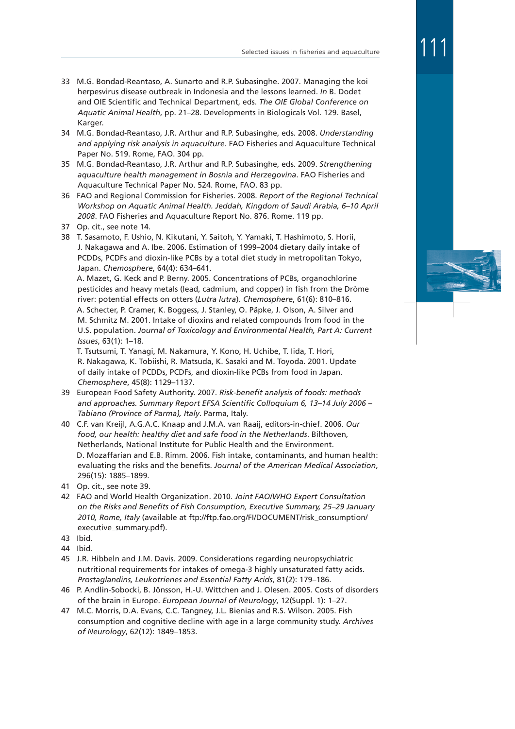33 M.G. Bondad-Reantaso, A. Sunarto and R.P. Subasinghe. 2007. Managing the koi herpesvirus disease outbreak in Indonesia and the lessons learned. *In* B. Dodet and OIE Scientific and Technical Department, eds. *The OIE Global Conference on Aquatic Animal Health*, pp. 21–28. Developments in Biologicals Vol. 129. Basel, Karger.

34 M.G. Bondad-Reantaso, J.R. Arthur and R.P. Subasinghe, eds. 2008. *Understanding and applying risk analysis in aquaculture*. FAO Fisheries and Aquaculture Technical Paper No. 519. Rome, FAO. 304 pp.

35 M.G. Bondad-Reantaso, J.R. Arthur and R.P. Subasinghe, eds. 2009. *Strengthening aquaculture health management in Bosnia and Herzegovina*. FAO Fisheries and Aquaculture Technical Paper No. 524. Rome, FAO. 83 pp.

36 FAO and Regional Commission for Fisheries. 2008. *Report of the Regional Technical Workshop on Aquatic Animal Health. Jeddah, Kingdom of Saudi Arabia, 6–10 April 2008*. FAO Fisheries and Aquaculture Report No. 876. Rome. 119 pp.

37 Op. cit., see note 14.

38 T. Sasamoto, F. Ushio, N. Kikutani, Y. Saitoh, Y. Yamaki, T. Hashimoto, S. Horii, J. Nakagawa and A. Ibe. 2006. Estimation of 1999–2004 dietary daily intake of PCDDs, PCDFs and dioxin-like PCBs by a total diet study in metropolitan Tokyo, Japan. *Chemosphere*, 64(4): 634–641.
A. Mazet, G. Keck and P. Berny. 2005. Concentrations of PCBs, organochlorine pesticides and heavy metals (lead, cadmium, and copper) in fish from the Drôme river: potential effects on otters (*Lutra lutra*). *Chemosphere*, 61(6): 810–816.
A. Schecter, P. Cramer, K. Boggess, J. Stanley, O. Päpke, J. Olson, A. Silver and M. Schmitz M. 2001. Intake of dioxins and related compounds from food in the U.S. population. *Journal of Toxicology and Environmental Health, Part A: Current Issues*, 63(1): 1–18.
T. Tsutsumi, T. Yanagi, M. Nakamura, Y. Kono, H. Uchibe, T. Iida, T. Hori, R. Nakagawa, K. Tobiishi, R. Matsuda, K. Sasaki and M. Toyoda. 2001. Update of daily intake of PCDDs, PCDFs, and dioxin-like PCBs from food in Japan. *Chemosphere*, 45(8): 1129–1137.

39 European Food Safety Authority. 2007. *Risk-benefit analysis of foods: methods and approaches. Summary Report EFSA Scientific Colloquium 6, 13–14 July 2006 – Tabiano (Province of Parma), Italy*. Parma, Italy.

40 C.F. van Kreijl, A.G.A.C. Knaap and J.M.A. van Raaij, editors-in-chief. 2006. *Our food, our health: healthy diet and safe food in the Netherlands*. Bilthoven, Netherlands, National Institute for Public Health and the Environment.
D. Mozaffarian and E.B. Rimm. 2006. Fish intake, contaminants, and human health: evaluating the risks and the benefits. *Journal of the American Medical Association*, 296(15): 1885–1899.

41 Op. cit., see note 39.

42 FAO and World Health Organization. 2010. *Joint FAO/WHO Expert Consultation on the Risks and Benefits of Fish Consumption, Executive Summary, 25–29 January 2010, Rome, Italy* (available at ftp://ftp.fao.org/FI/DOCUMENT/risk_consumption/executive_summary.pdf).

43 Ibid.

44 Ibid.

45 J.R. Hibbeln and J.M. Davis. 2009. Considerations regarding neuropsychiatric nutritional requirements for intakes of omega-3 highly unsaturated fatty acids. *Prostaglandins, Leukotrienes and Essential Fatty Acids*, 81(2): 179–186.

46 P. Andlin-Sobocki, B. Jönsson, H.-U. Wittchen and J. Olesen. 2005. Costs of disorders of the brain in Europe. *European Journal of Neurology*, 12(Suppl. 1): 1–27.

47 M.C. Morris, D.A. Evans, C.C. Tangney, J.L. Bienias and R.S. Wilson. 2005. Fish consumption and cognitive decline with age in a large community study. *Archives of Neurology*, 62(12): 1849–1853.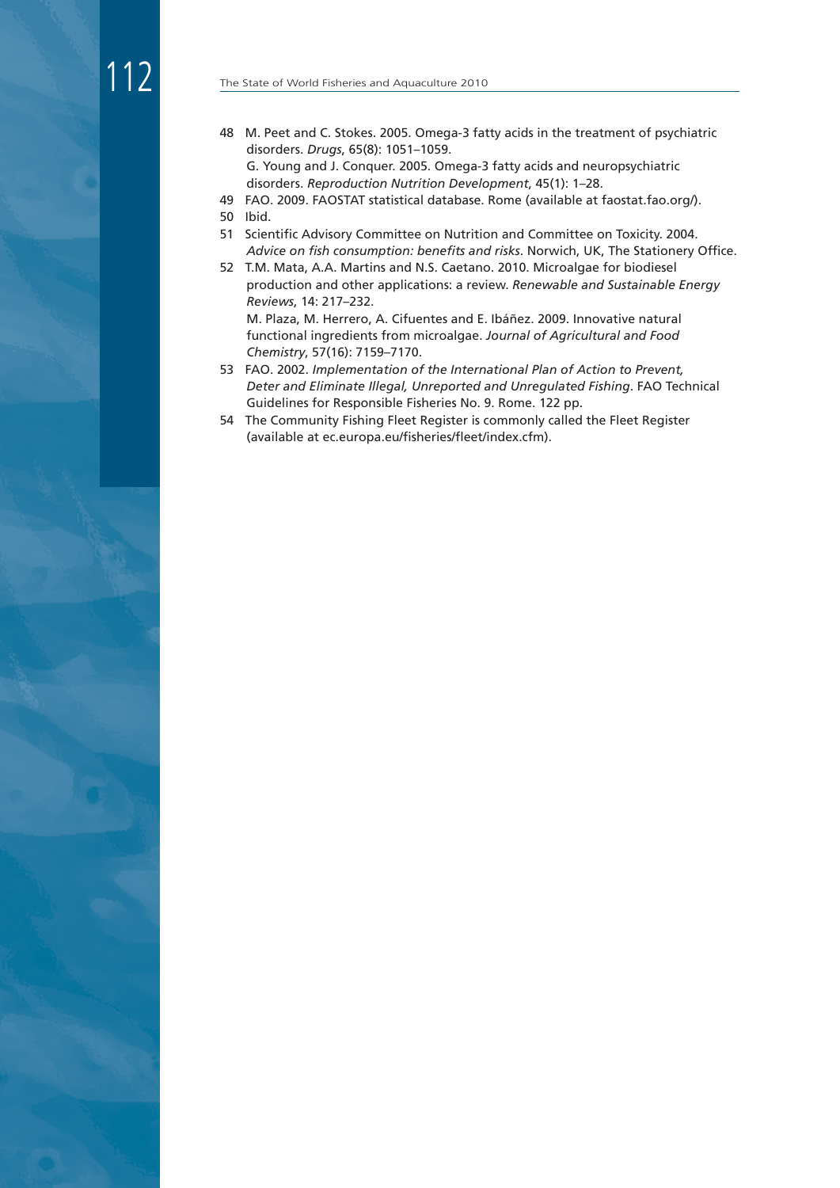48 M. Peet and C. Stokes. 2005. Omega-3 fatty acids in the treatment of psychiatric disorders. *Drugs*, 65(8): 1051–1059.
   G. Young and J. Conquer. 2005. Omega-3 fatty acids and neuropsychiatric disorders. *Reproduction Nutrition Development*, 45(1): 1–28.

49 FAO. 2009. FAOSTAT statistical database. Rome (available at faostat.fao.org/).

50 Ibid.

51 Scientific Advisory Committee on Nutrition and Committee on Toxicity. 2004. *Advice on fish consumption: benefits and risks*. Norwich, UK, The Stationery Office.

52 T.M. Mata, A.A. Martins and N.S. Caetano. 2010. Microalgae for biodiesel production and other applications: a review. *Renewable and Sustainable Energy Reviews*, 14: 217–232.
   M. Plaza, M. Herrero, A. Cifuentes and E. Ibáñez. 2009. Innovative natural functional ingredients from microalgae. *Journal of Agricultural and Food Chemistry*, 57(16): 7159–7170.

53 FAO. 2002. *Implementation of the International Plan of Action to Prevent, Deter and Eliminate Illegal, Unreported and Unregulated Fishing*. FAO Technical Guidelines for Responsible Fisheries No. 9. Rome. 122 pp.

54 The Community Fishing Fleet Register is commonly called the Fleet Register (available at ec.europa.eu/fisheries/fleet/index.cfm).